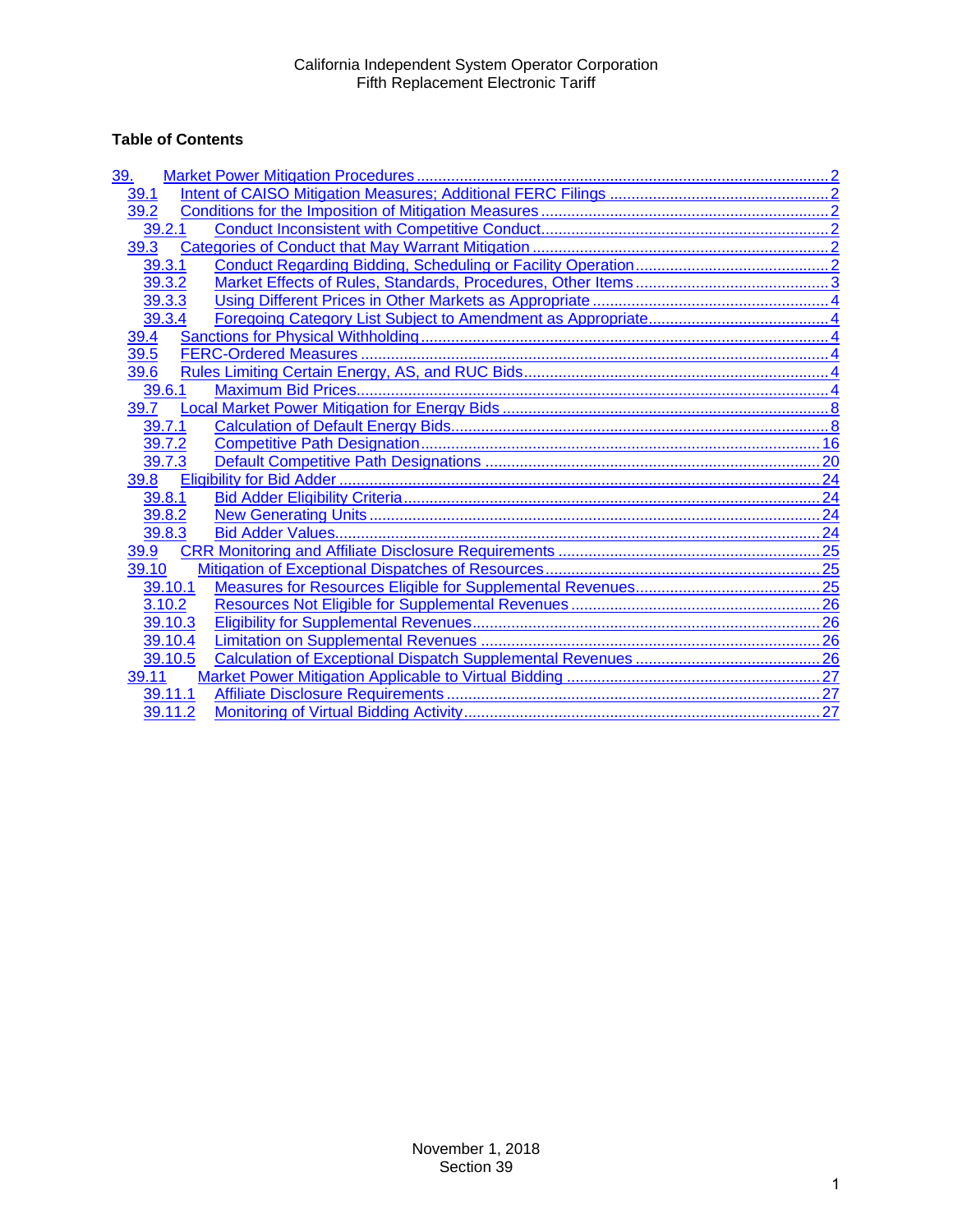California Independent System Operator Corporation
Fifth Replacement Electronic Tariff

**Table of Contents**

- 39. Market Power Mitigation Procedures ..... 2
  - 39.1 Intent of CAISO Mitigation Measures; Additional FERC Filings ..... 2
  - 39.2 Conditions for the Imposition of Mitigation Measures ..... 2
    - 39.2.1 Conduct Inconsistent with Competitive Conduct ..... 2
  - 39.3 Categories of Conduct that May Warrant Mitigation ..... 2
    - 39.3.1 Conduct Regarding Bidding, Scheduling or Facility Operation ..... 2
    - 39.3.2 Market Effects of Rules, Standards, Procedures, Other Items ..... 3
    - 39.3.3 Using Different Prices in Other Markets as Appropriate ..... 4
    - 39.3.4 Foregoing Category List Subject to Amendment as Appropriate ..... 4
  - 39.4 Sanctions for Physical Withholding ..... 4
  - 39.5 FERC-Ordered Measures ..... 4
  - 39.6 Rules Limiting Certain Energy, AS, and RUC Bids ..... 4
    - 39.6.1 Maximum Bid Prices ..... 4
  - 39.7 Local Market Power Mitigation for Energy Bids ..... 8
    - 39.7.1 Calculation of Default Energy Bids ..... 8
    - 39.7.2 Competitive Path Designation ..... 16
    - 39.7.3 Default Competitive Path Designations ..... 20
  - 39.8 Eligibility for Bid Adder ..... 24
    - 39.8.1 Bid Adder Eligibility Criteria ..... 24
    - 39.8.2 New Generating Units ..... 24
    - 39.8.3 Bid Adder Values ..... 24
  - 39.9 CRR Monitoring and Affiliate Disclosure Requirements ..... 25
  - 39.10 Mitigation of Exceptional Dispatches of Resources ..... 25
    - 39.10.1 Measures for Resources Eligible for Supplemental Revenues ..... 25
    - 3.10.2 Resources Not Eligible for Supplemental Revenues ..... 26
    - 39.10.3 Eligibility for Supplemental Revenues ..... 26
    - 39.10.4 Limitation on Supplemental Revenues ..... 26
    - 39.10.5 Calculation of Exceptional Dispatch Supplemental Revenues ..... 26
  - 39.11 Market Power Mitigation Applicable to Virtual Bidding ..... 27
    - 39.11.1 Affiliate Disclosure Requirements ..... 27
    - 39.11.2 Monitoring of Virtual Bidding Activity ..... 27

November 1, 2018
Section 39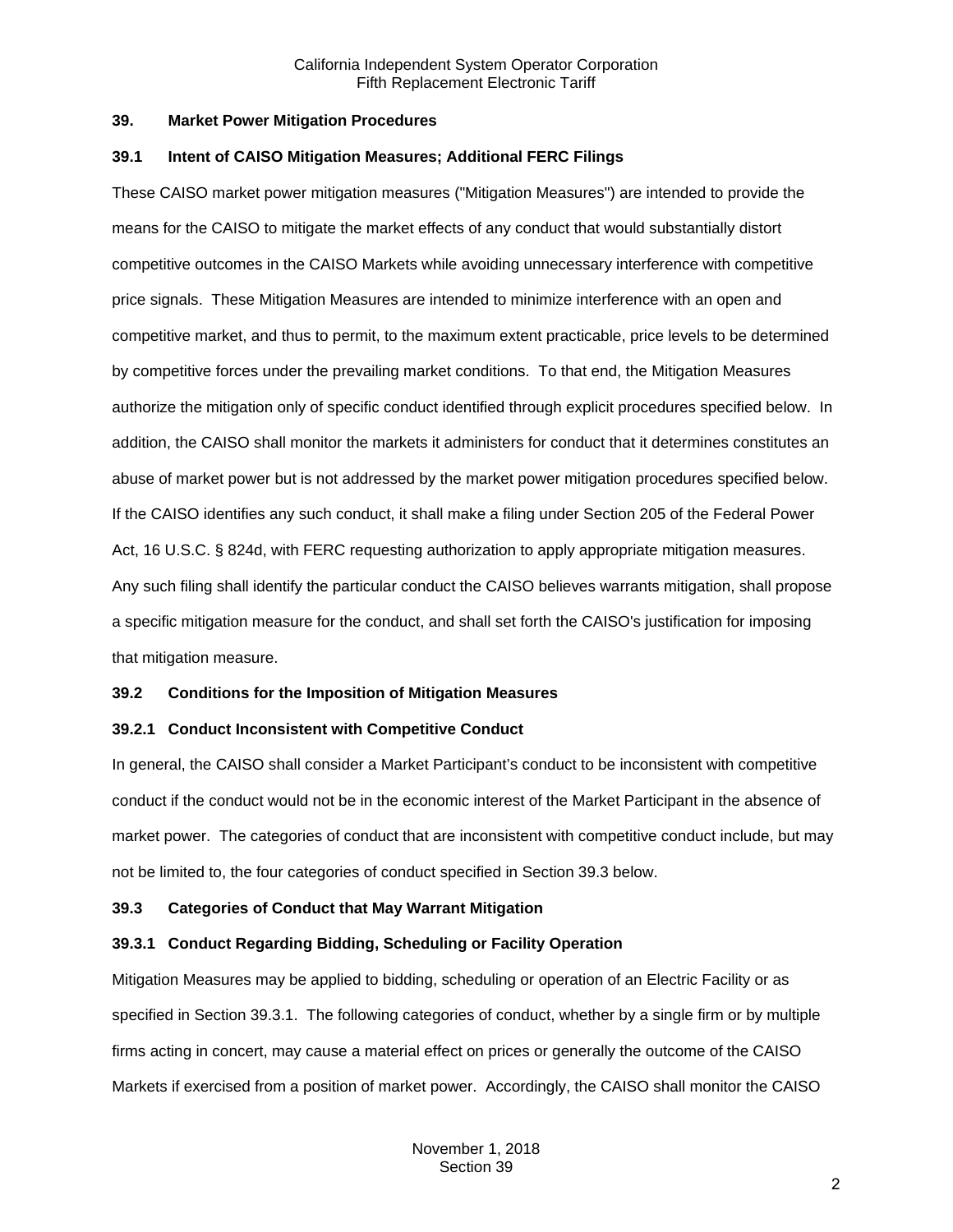## 39. Market Power Mitigation Procedures

### 39.1 Intent of CAISO Mitigation Measures; Additional FERC Filings

These CAISO market power mitigation measures ("Mitigation Measures") are intended to provide the means for the CAISO to mitigate the market effects of any conduct that would substantially distort competitive outcomes in the CAISO Markets while avoiding unnecessary interference with competitive price signals. These Mitigation Measures are intended to minimize interference with an open and competitive market, and thus to permit, to the maximum extent practicable, price levels to be determined by competitive forces under the prevailing market conditions. To that end, the Mitigation Measures authorize the mitigation only of specific conduct identified through explicit procedures specified below. In addition, the CAISO shall monitor the markets it administers for conduct that it determines constitutes an abuse of market power but is not addressed by the market power mitigation procedures specified below. If the CAISO identifies any such conduct, it shall make a filing under Section 205 of the Federal Power Act, 16 U.S.C. § 824d, with FERC requesting authorization to apply appropriate mitigation measures. Any such filing shall identify the particular conduct the CAISO believes warrants mitigation, shall propose a specific mitigation measure for the conduct, and shall set forth the CAISO's justification for imposing that mitigation measure.

### 39.2 Conditions for the Imposition of Mitigation Measures

#### 39.2.1 Conduct Inconsistent with Competitive Conduct

In general, the CAISO shall consider a Market Participant's conduct to be inconsistent with competitive conduct if the conduct would not be in the economic interest of the Market Participant in the absence of market power. The categories of conduct that are inconsistent with competitive conduct include, but may not be limited to, the four categories of conduct specified in Section 39.3 below.

### 39.3 Categories of Conduct that May Warrant Mitigation

#### 39.3.1 Conduct Regarding Bidding, Scheduling or Facility Operation

Mitigation Measures may be applied to bidding, scheduling or operation of an Electric Facility or as specified in Section 39.3.1. The following categories of conduct, whether by a single firm or by multiple firms acting in concert, may cause a material effect on prices or generally the outcome of the CAISO Markets if exercised from a position of market power. Accordingly, the CAISO shall monitor the CAISO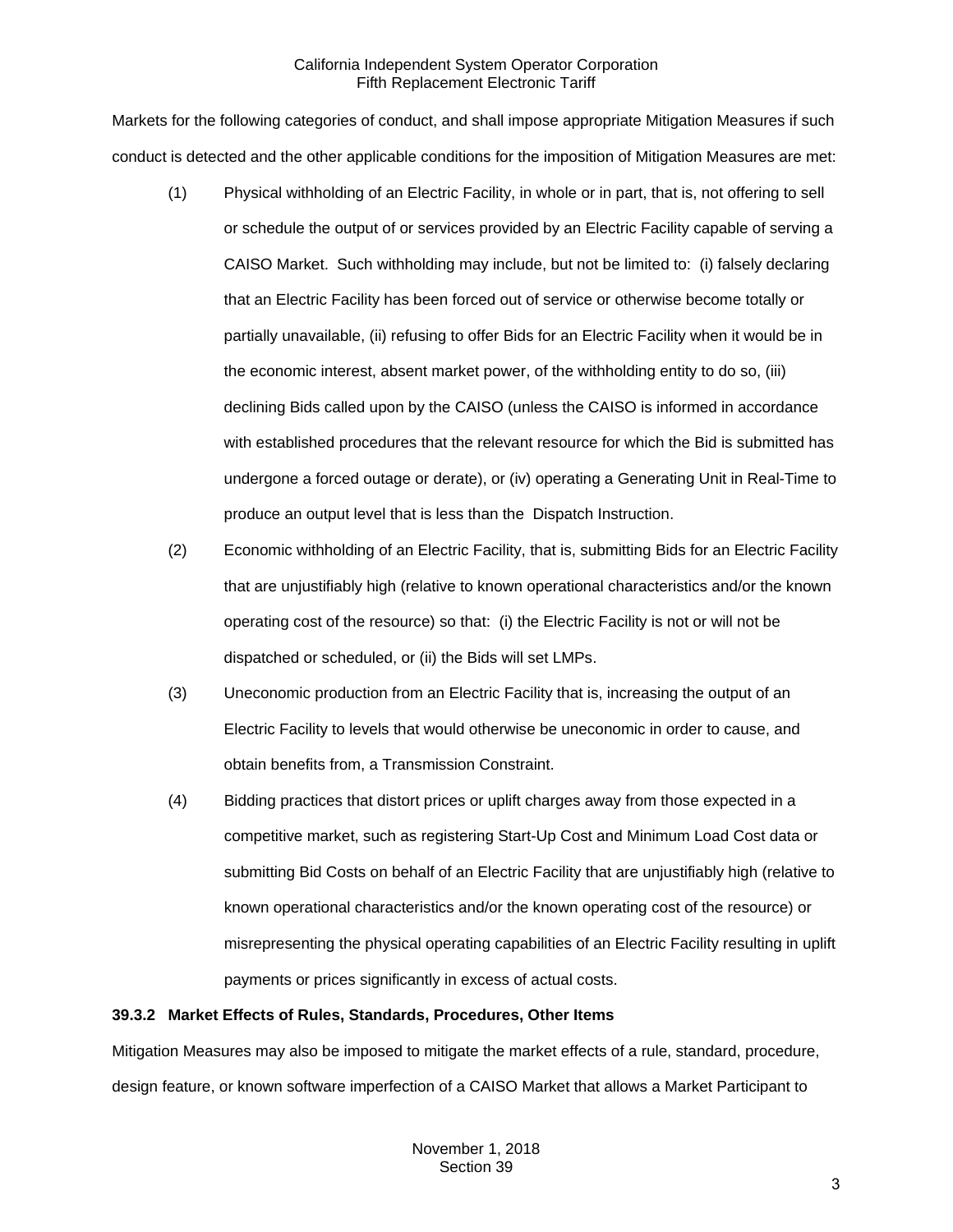Markets for the following categories of conduct, and shall impose appropriate Mitigation Measures if such conduct is detected and the other applicable conditions for the imposition of Mitigation Measures are met:

(1) Physical withholding of an Electric Facility, in whole or in part, that is, not offering to sell or schedule the output of or services provided by an Electric Facility capable of serving a CAISO Market. Such withholding may include, but not be limited to: (i) falsely declaring that an Electric Facility has been forced out of service or otherwise become totally or partially unavailable, (ii) refusing to offer Bids for an Electric Facility when it would be in the economic interest, absent market power, of the withholding entity to do so, (iii) declining Bids called upon by the CAISO (unless the CAISO is informed in accordance with established procedures that the relevant resource for which the Bid is submitted has undergone a forced outage or derate), or (iv) operating a Generating Unit in Real-Time to produce an output level that is less than the Dispatch Instruction.

(2) Economic withholding of an Electric Facility, that is, submitting Bids for an Electric Facility that are unjustifiably high (relative to known operational characteristics and/or the known operating cost of the resource) so that: (i) the Electric Facility is not or will not be dispatched or scheduled, or (ii) the Bids will set LMPs.

(3) Uneconomic production from an Electric Facility that is, increasing the output of an Electric Facility to levels that would otherwise be uneconomic in order to cause, and obtain benefits from, a Transmission Constraint.

(4) Bidding practices that distort prices or uplift charges away from those expected in a competitive market, such as registering Start-Up Cost and Minimum Load Cost data or submitting Bid Costs on behalf of an Electric Facility that are unjustifiably high (relative to known operational characteristics and/or the known operating cost of the resource) or misrepresenting the physical operating capabilities of an Electric Facility resulting in uplift payments or prices significantly in excess of actual costs.

**39.3.2 Market Effects of Rules, Standards, Procedures, Other Items**

Mitigation Measures may also be imposed to mitigate the market effects of a rule, standard, procedure, design feature, or known software imperfection of a CAISO Market that allows a Market Participant to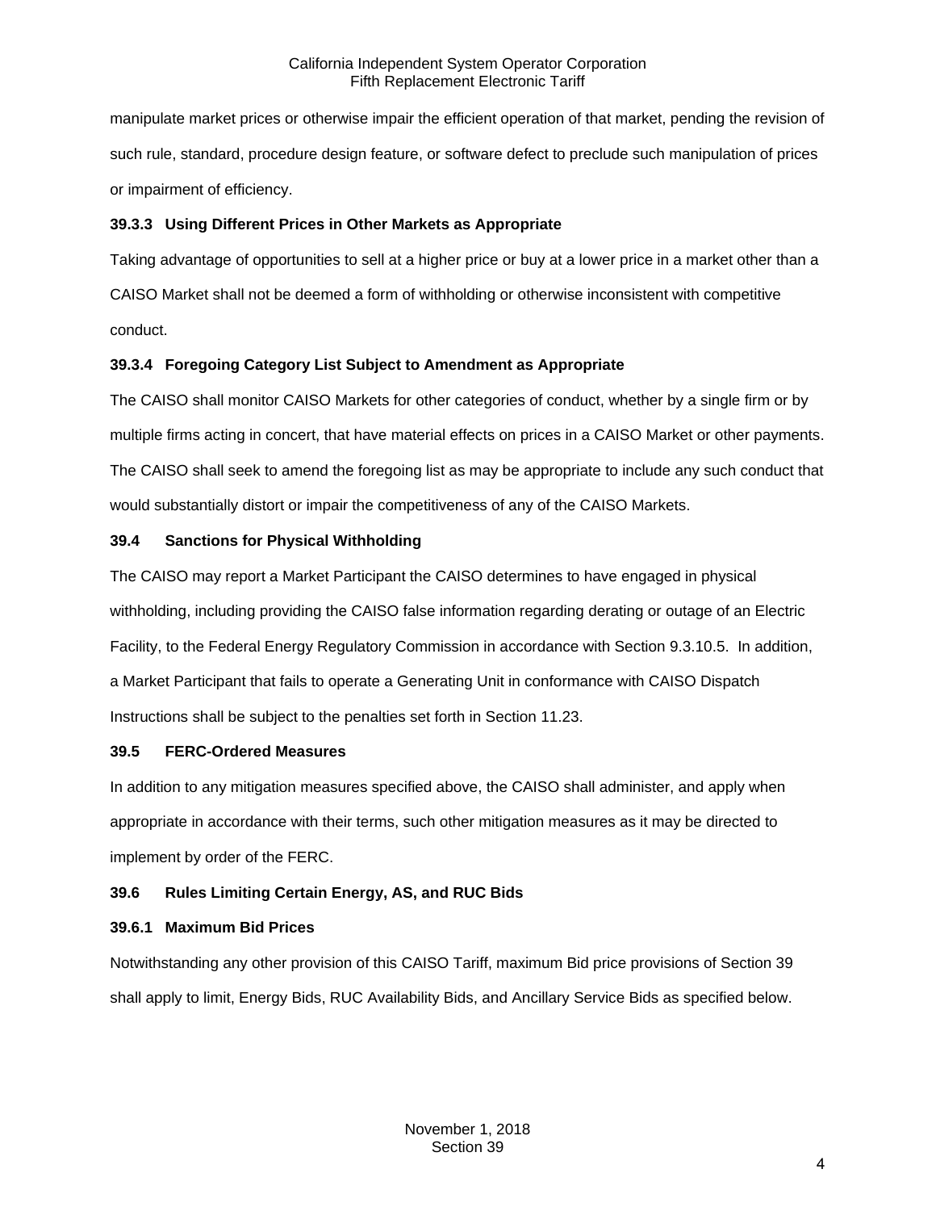manipulate market prices or otherwise impair the efficient operation of that market, pending the revision of such rule, standard, procedure design feature, or software defect to preclude such manipulation of prices or impairment of efficiency.

### 39.3.3 Using Different Prices in Other Markets as Appropriate

Taking advantage of opportunities to sell at a higher price or buy at a lower price in a market other than a CAISO Market shall not be deemed a form of withholding or otherwise inconsistent with competitive conduct.

### 39.3.4 Foregoing Category List Subject to Amendment as Appropriate

The CAISO shall monitor CAISO Markets for other categories of conduct, whether by a single firm or by multiple firms acting in concert, that have material effects on prices in a CAISO Market or other payments. The CAISO shall seek to amend the foregoing list as may be appropriate to include any such conduct that would substantially distort or impair the competitiveness of any of the CAISO Markets.

## 39.4 Sanctions for Physical Withholding

The CAISO may report a Market Participant the CAISO determines to have engaged in physical withholding, including providing the CAISO false information regarding derating or outage of an Electric Facility, to the Federal Energy Regulatory Commission in accordance with Section 9.3.10.5. In addition, a Market Participant that fails to operate a Generating Unit in conformance with CAISO Dispatch Instructions shall be subject to the penalties set forth in Section 11.23.

## 39.5 FERC-Ordered Measures

In addition to any mitigation measures specified above, the CAISO shall administer, and apply when appropriate in accordance with their terms, such other mitigation measures as it may be directed to implement by order of the FERC.

## 39.6 Rules Limiting Certain Energy, AS, and RUC Bids

### 39.6.1 Maximum Bid Prices

Notwithstanding any other provision of this CAISO Tariff, maximum Bid price provisions of Section 39 shall apply to limit, Energy Bids, RUC Availability Bids, and Ancillary Service Bids as specified below.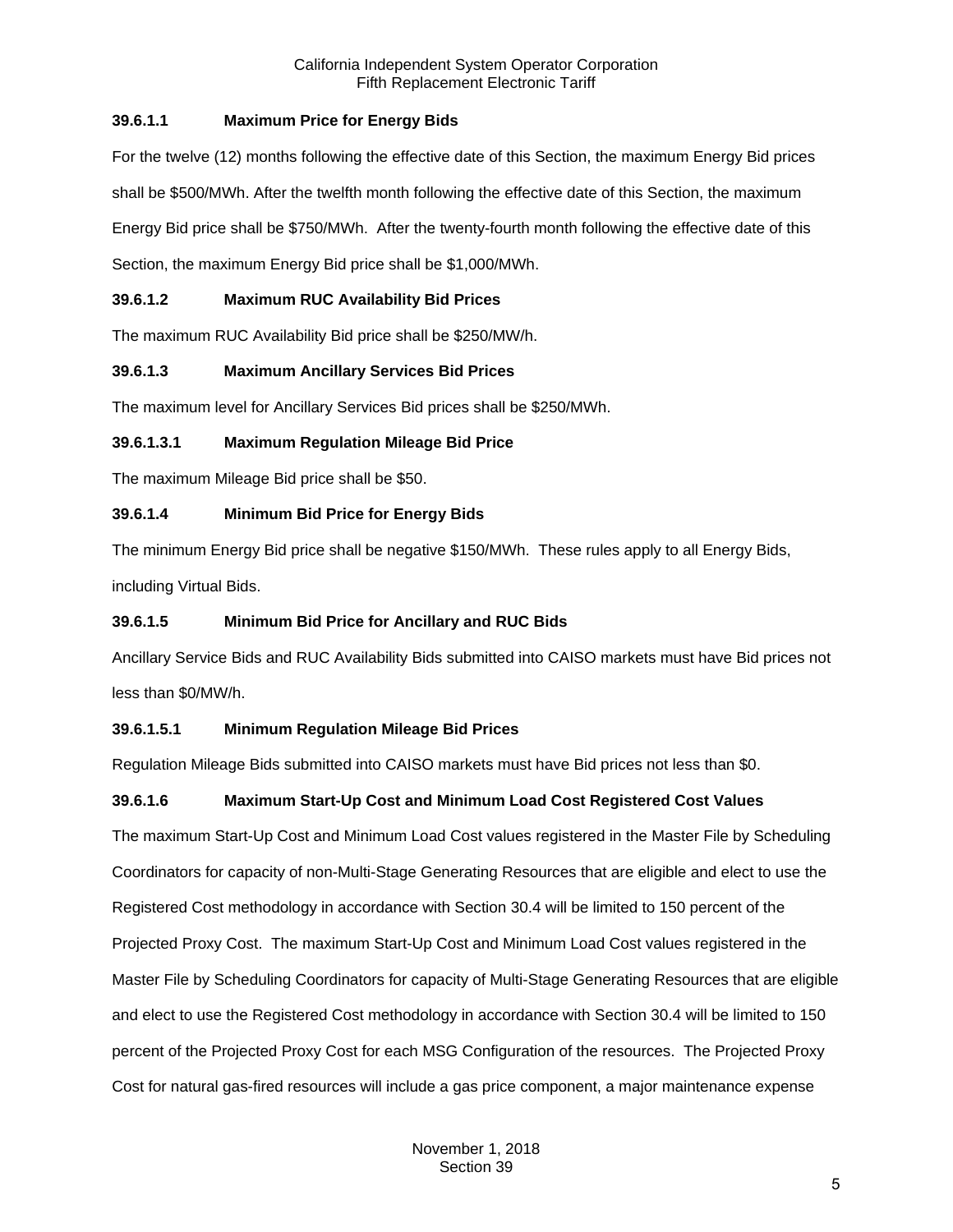### 39.6.1.1 Maximum Price for Energy Bids

For the twelve (12) months following the effective date of this Section, the maximum Energy Bid prices shall be $500/MWh. After the twelfth month following the effective date of this Section, the maximum Energy Bid price shall be $750/MWh. After the twenty-fourth month following the effective date of this Section, the maximum Energy Bid price shall be $1,000/MWh.

### 39.6.1.2 Maximum RUC Availability Bid Prices

The maximum RUC Availability Bid price shall be $250/MW/h.

### 39.6.1.3 Maximum Ancillary Services Bid Prices

The maximum level for Ancillary Services Bid prices shall be $250/MWh.

#### 39.6.1.3.1 Maximum Regulation Mileage Bid Price

The maximum Mileage Bid price shall be $50.

### 39.6.1.4 Minimum Bid Price for Energy Bids

The minimum Energy Bid price shall be negative $150/MWh. These rules apply to all Energy Bids, including Virtual Bids.

### 39.6.1.5 Minimum Bid Price for Ancillary and RUC Bids

Ancillary Service Bids and RUC Availability Bids submitted into CAISO markets must have Bid prices not less than $0/MW/h.

#### 39.6.1.5.1 Minimum Regulation Mileage Bid Prices

Regulation Mileage Bids submitted into CAISO markets must have Bid prices not less than $0.

### 39.6.1.6 Maximum Start-Up Cost and Minimum Load Cost Registered Cost Values

The maximum Start-Up Cost and Minimum Load Cost values registered in the Master File by Scheduling Coordinators for capacity of non-Multi-Stage Generating Resources that are eligible and elect to use the Registered Cost methodology in accordance with Section 30.4 will be limited to 150 percent of the Projected Proxy Cost. The maximum Start-Up Cost and Minimum Load Cost values registered in the Master File by Scheduling Coordinators for capacity of Multi-Stage Generating Resources that are eligible and elect to use the Registered Cost methodology in accordance with Section 30.4 will be limited to 150 percent of the Projected Proxy Cost for each MSG Configuration of the resources. The Projected Proxy Cost for natural gas-fired resources will include a gas price component, a major maintenance expense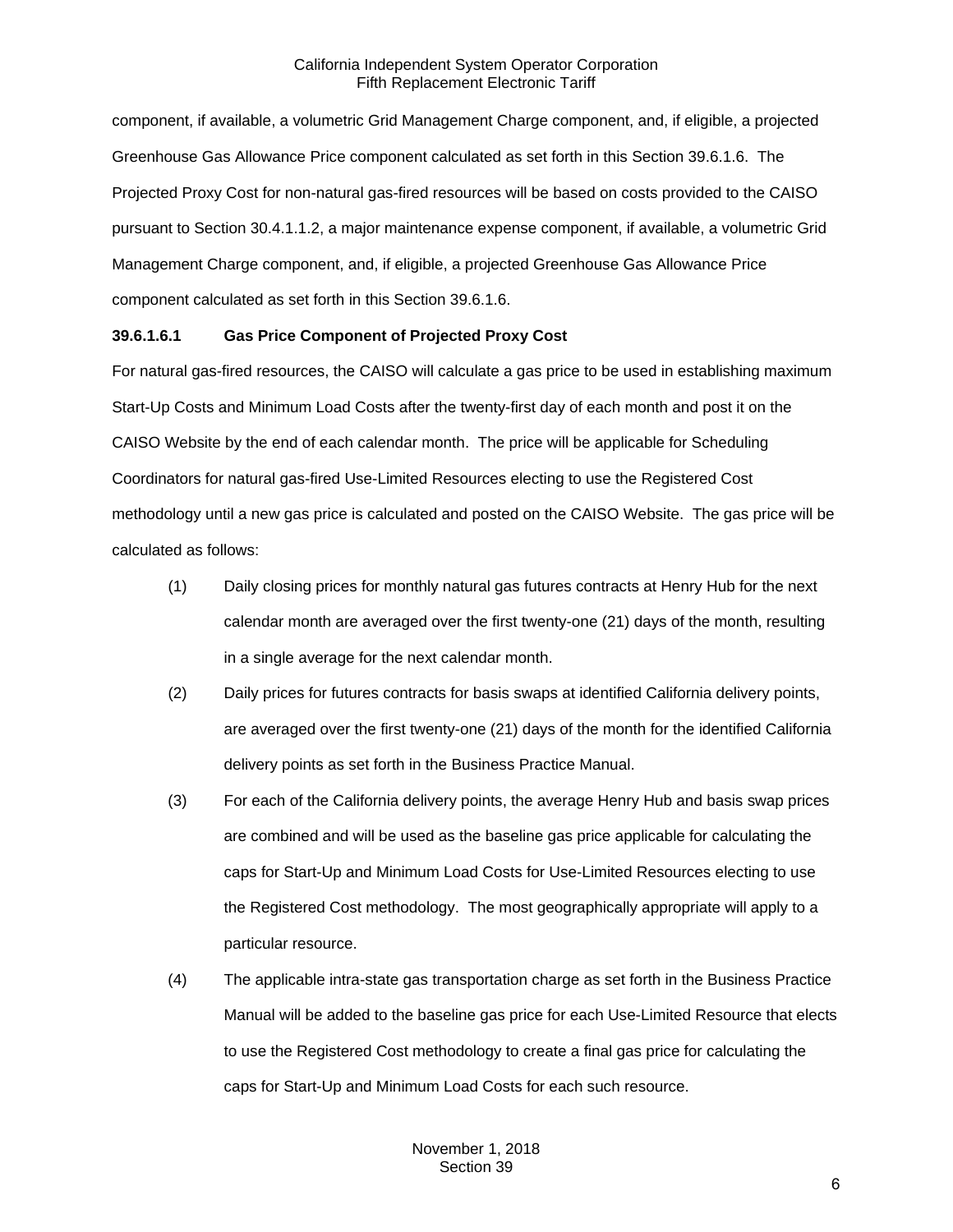component, if available, a volumetric Grid Management Charge component, and, if eligible, a projected Greenhouse Gas Allowance Price component calculated as set forth in this Section 39.6.1.6. The Projected Proxy Cost for non-natural gas-fired resources will be based on costs provided to the CAISO pursuant to Section 30.4.1.1.2, a major maintenance expense component, if available, a volumetric Grid Management Charge component, and, if eligible, a projected Greenhouse Gas Allowance Price component calculated as set forth in this Section 39.6.1.6.

**39.6.1.6.1 Gas Price Component of Projected Proxy Cost**

For natural gas-fired resources, the CAISO will calculate a gas price to be used in establishing maximum Start-Up Costs and Minimum Load Costs after the twenty-first day of each month and post it on the CAISO Website by the end of each calendar month. The price will be applicable for Scheduling Coordinators for natural gas-fired Use-Limited Resources electing to use the Registered Cost methodology until a new gas price is calculated and posted on the CAISO Website. The gas price will be calculated as follows:

(1) Daily closing prices for monthly natural gas futures contracts at Henry Hub for the next calendar month are averaged over the first twenty-one (21) days of the month, resulting in a single average for the next calendar month.

(2) Daily prices for futures contracts for basis swaps at identified California delivery points, are averaged over the first twenty-one (21) days of the month for the identified California delivery points as set forth in the Business Practice Manual.

(3) For each of the California delivery points, the average Henry Hub and basis swap prices are combined and will be used as the baseline gas price applicable for calculating the caps for Start-Up and Minimum Load Costs for Use-Limited Resources electing to use the Registered Cost methodology. The most geographically appropriate will apply to a particular resource.

(4) The applicable intra-state gas transportation charge as set forth in the Business Practice Manual will be added to the baseline gas price for each Use-Limited Resource that elects to use the Registered Cost methodology to create a final gas price for calculating the caps for Start-Up and Minimum Load Costs for each such resource.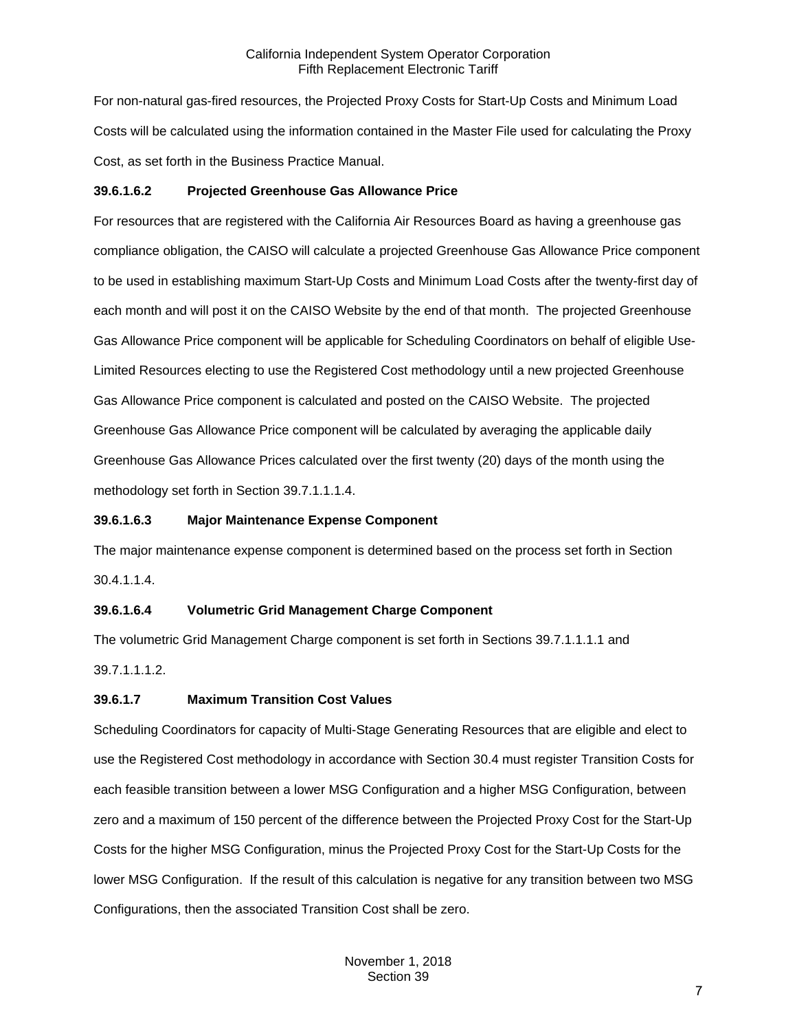For non-natural gas-fired resources, the Projected Proxy Costs for Start-Up Costs and Minimum Load Costs will be calculated using the information contained in the Master File used for calculating the Proxy Cost, as set forth in the Business Practice Manual.

**39.6.1.6.2 Projected Greenhouse Gas Allowance Price**

For resources that are registered with the California Air Resources Board as having a greenhouse gas compliance obligation, the CAISO will calculate a projected Greenhouse Gas Allowance Price component to be used in establishing maximum Start-Up Costs and Minimum Load Costs after the twenty-first day of each month and will post it on the CAISO Website by the end of that month. The projected Greenhouse Gas Allowance Price component will be applicable for Scheduling Coordinators on behalf of eligible Use-Limited Resources electing to use the Registered Cost methodology until a new projected Greenhouse Gas Allowance Price component is calculated and posted on the CAISO Website. The projected Greenhouse Gas Allowance Price component will be calculated by averaging the applicable daily Greenhouse Gas Allowance Prices calculated over the first twenty (20) days of the month using the methodology set forth in Section 39.7.1.1.1.4.

**39.6.1.6.3 Major Maintenance Expense Component**

The major maintenance expense component is determined based on the process set forth in Section 30.4.1.1.4.

**39.6.1.6.4 Volumetric Grid Management Charge Component**

The volumetric Grid Management Charge component is set forth in Sections 39.7.1.1.1.1 and 39.7.1.1.1.2.

**39.6.1.7 Maximum Transition Cost Values**

Scheduling Coordinators for capacity of Multi-Stage Generating Resources that are eligible and elect to use the Registered Cost methodology in accordance with Section 30.4 must register Transition Costs for each feasible transition between a lower MSG Configuration and a higher MSG Configuration, between zero and a maximum of 150 percent of the difference between the Projected Proxy Cost for the Start-Up Costs for the higher MSG Configuration, minus the Projected Proxy Cost for the Start-Up Costs for the lower MSG Configuration. If the result of this calculation is negative for any transition between two MSG Configurations, then the associated Transition Cost shall be zero.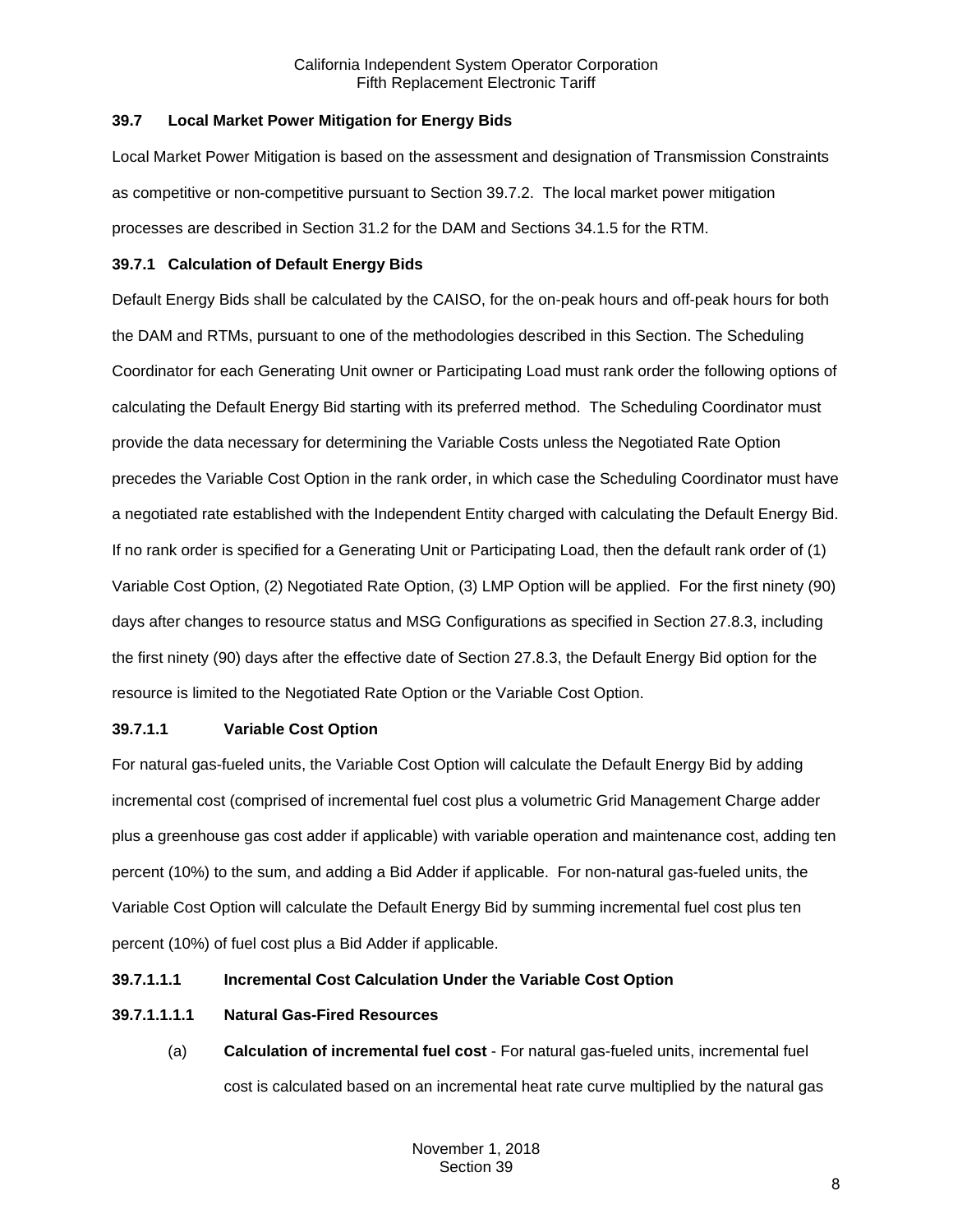### 39.7 Local Market Power Mitigation for Energy Bids

Local Market Power Mitigation is based on the assessment and designation of Transmission Constraints as competitive or non-competitive pursuant to Section 39.7.2. The local market power mitigation processes are described in Section 31.2 for the DAM and Sections 34.1.5 for the RTM.

#### 39.7.1 Calculation of Default Energy Bids

Default Energy Bids shall be calculated by the CAISO, for the on-peak hours and off-peak hours for both the DAM and RTMs, pursuant to one of the methodologies described in this Section. The Scheduling Coordinator for each Generating Unit owner or Participating Load must rank order the following options of calculating the Default Energy Bid starting with its preferred method. The Scheduling Coordinator must provide the data necessary for determining the Variable Costs unless the Negotiated Rate Option precedes the Variable Cost Option in the rank order, in which case the Scheduling Coordinator must have a negotiated rate established with the Independent Entity charged with calculating the Default Energy Bid. If no rank order is specified for a Generating Unit or Participating Load, then the default rank order of (1) Variable Cost Option, (2) Negotiated Rate Option, (3) LMP Option will be applied. For the first ninety (90) days after changes to resource status and MSG Configurations as specified in Section 27.8.3, including the first ninety (90) days after the effective date of Section 27.8.3, the Default Energy Bid option for the resource is limited to the Negotiated Rate Option or the Variable Cost Option.

##### 39.7.1.1 Variable Cost Option

For natural gas-fueled units, the Variable Cost Option will calculate the Default Energy Bid by adding incremental cost (comprised of incremental fuel cost plus a volumetric Grid Management Charge adder plus a greenhouse gas cost adder if applicable) with variable operation and maintenance cost, adding ten percent (10%) to the sum, and adding a Bid Adder if applicable. For non-natural gas-fueled units, the Variable Cost Option will calculate the Default Energy Bid by summing incremental fuel cost plus ten percent (10%) of fuel cost plus a Bid Adder if applicable.

###### 39.7.1.1.1 Incremental Cost Calculation Under the Variable Cost Option

###### 39.7.1.1.1.1 Natural Gas-Fired Resources

(a) **Calculation of incremental fuel cost** - For natural gas-fueled units, incremental fuel cost is calculated based on an incremental heat rate curve multiplied by the natural gas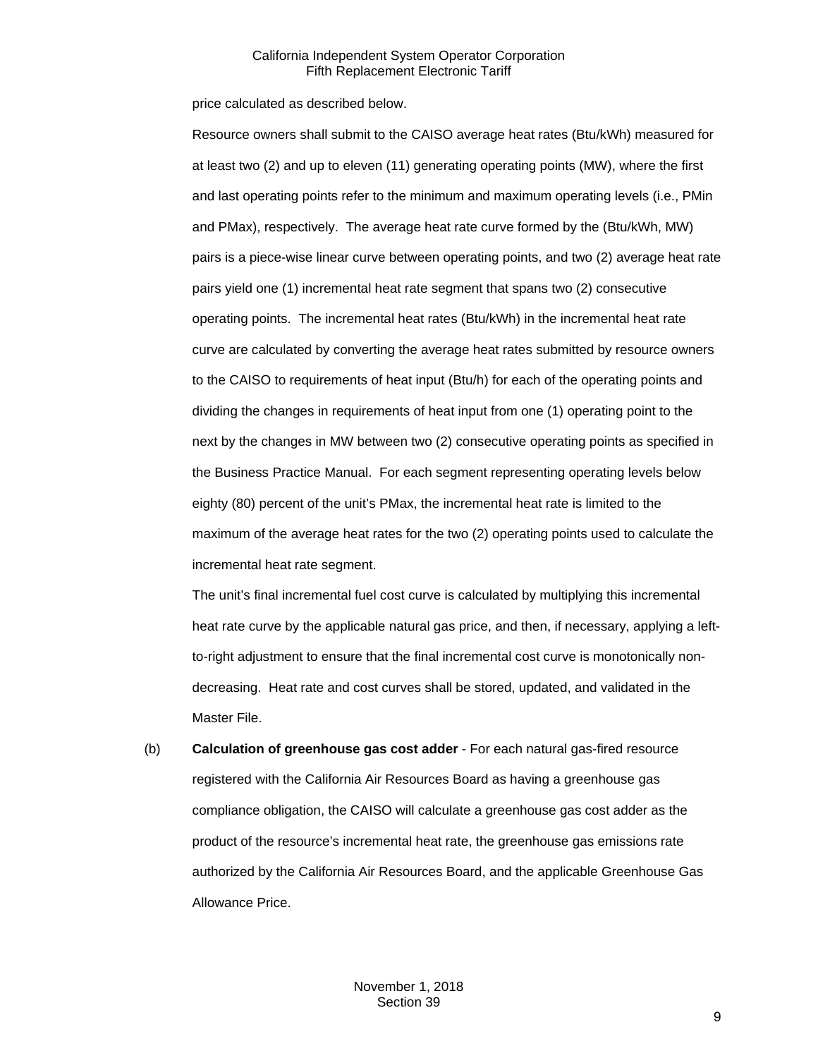price calculated as described below.

Resource owners shall submit to the CAISO average heat rates (Btu/kWh) measured for at least two (2) and up to eleven (11) generating operating points (MW), where the first and last operating points refer to the minimum and maximum operating levels (i.e., PMin and PMax), respectively. The average heat rate curve formed by the (Btu/kWh, MW) pairs is a piece-wise linear curve between operating points, and two (2) average heat rate pairs yield one (1) incremental heat rate segment that spans two (2) consecutive operating points. The incremental heat rates (Btu/kWh) in the incremental heat rate curve are calculated by converting the average heat rates submitted by resource owners to the CAISO to requirements of heat input (Btu/h) for each of the operating points and dividing the changes in requirements of heat input from one (1) operating point to the next by the changes in MW between two (2) consecutive operating points as specified in the Business Practice Manual. For each segment representing operating levels below eighty (80) percent of the unit's PMax, the incremental heat rate is limited to the maximum of the average heat rates for the two (2) operating points used to calculate the incremental heat rate segment.

The unit's final incremental fuel cost curve is calculated by multiplying this incremental heat rate curve by the applicable natural gas price, and then, if necessary, applying a left-to-right adjustment to ensure that the final incremental cost curve is monotonically non-decreasing. Heat rate and cost curves shall be stored, updated, and validated in the Master File.

(b) **Calculation of greenhouse gas cost adder** - For each natural gas-fired resource registered with the California Air Resources Board as having a greenhouse gas compliance obligation, the CAISO will calculate a greenhouse gas cost adder as the product of the resource's incremental heat rate, the greenhouse gas emissions rate authorized by the California Air Resources Board, and the applicable Greenhouse Gas Allowance Price.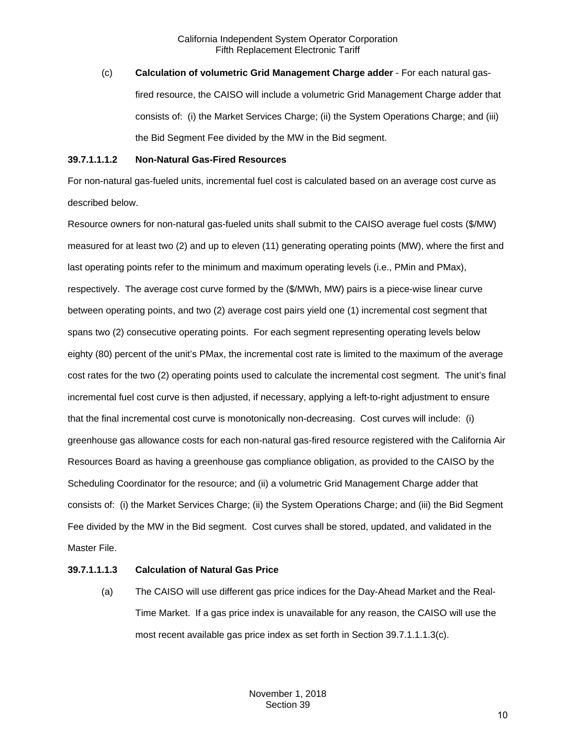(c) **Calculation of volumetric Grid Management Charge adder** - For each natural gas-fired resource, the CAISO will include a volumetric Grid Management Charge adder that consists of: (i) the Market Services Charge; (ii) the System Operations Charge; and (iii) the Bid Segment Fee divided by the MW in the Bid segment.

**39.7.1.1.1.2 Non-Natural Gas-Fired Resources**

For non-natural gas-fueled units, incremental fuel cost is calculated based on an average cost curve as described below.

Resource owners for non-natural gas-fueled units shall submit to the CAISO average fuel costs ($/MW) measured for at least two (2) and up to eleven (11) generating operating points (MW), where the first and last operating points refer to the minimum and maximum operating levels (i.e., PMin and PMax), respectively. The average cost curve formed by the ($/MWh, MW) pairs is a piece-wise linear curve between operating points, and two (2) average cost pairs yield one (1) incremental cost segment that spans two (2) consecutive operating points. For each segment representing operating levels below eighty (80) percent of the unit's PMax, the incremental cost rate is limited to the maximum of the average cost rates for the two (2) operating points used to calculate the incremental cost segment. The unit's final incremental fuel cost curve is then adjusted, if necessary, applying a left-to-right adjustment to ensure that the final incremental cost curve is monotonically non-decreasing. Cost curves will include: (i) greenhouse gas allowance costs for each non-natural gas-fired resource registered with the California Air Resources Board as having a greenhouse gas compliance obligation, as provided to the CAISO by the Scheduling Coordinator for the resource; and (ii) a volumetric Grid Management Charge adder that consists of: (i) the Market Services Charge; (ii) the System Operations Charge; and (iii) the Bid Segment Fee divided by the MW in the Bid segment. Cost curves shall be stored, updated, and validated in the Master File.

**39.7.1.1.1.3 Calculation of Natural Gas Price**

(a) The CAISO will use different gas price indices for the Day-Ahead Market and the Real-Time Market. If a gas price index is unavailable for any reason, the CAISO will use the most recent available gas price index as set forth in Section 39.7.1.1.1.3(c).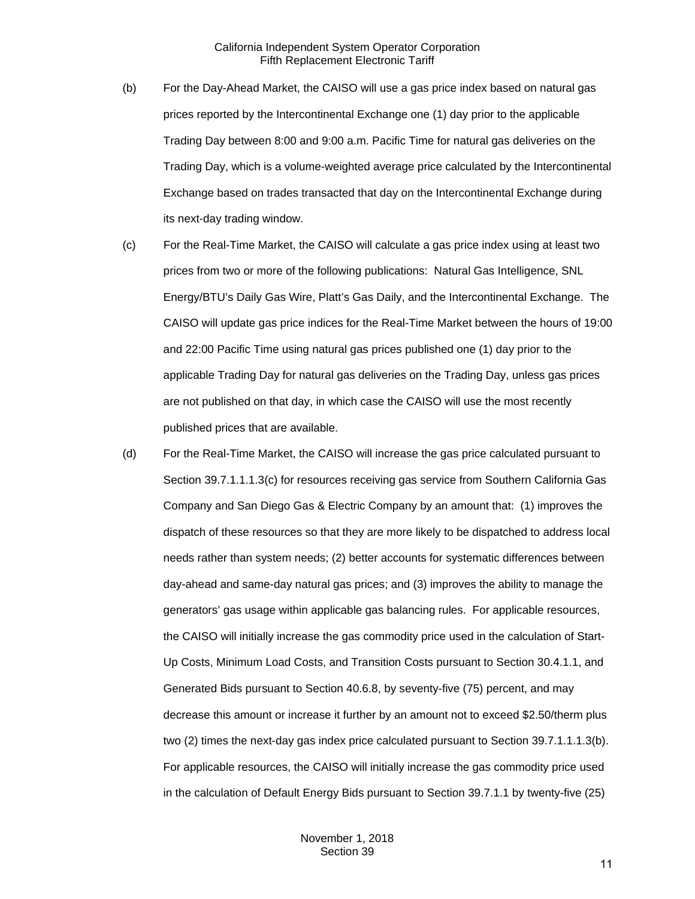(b) For the Day-Ahead Market, the CAISO will use a gas price index based on natural gas prices reported by the Intercontinental Exchange one (1) day prior to the applicable Trading Day between 8:00 and 9:00 a.m. Pacific Time for natural gas deliveries on the Trading Day, which is a volume-weighted average price calculated by the Intercontinental Exchange based on trades transacted that day on the Intercontinental Exchange during its next-day trading window.

(c) For the Real-Time Market, the CAISO will calculate a gas price index using at least two prices from two or more of the following publications: Natural Gas Intelligence, SNL Energy/BTU's Daily Gas Wire, Platt's Gas Daily, and the Intercontinental Exchange. The CAISO will update gas price indices for the Real-Time Market between the hours of 19:00 and 22:00 Pacific Time using natural gas prices published one (1) day prior to the applicable Trading Day for natural gas deliveries on the Trading Day, unless gas prices are not published on that day, in which case the CAISO will use the most recently published prices that are available.

(d) For the Real-Time Market, the CAISO will increase the gas price calculated pursuant to Section 39.7.1.1.1.3(c) for resources receiving gas service from Southern California Gas Company and San Diego Gas & Electric Company by an amount that: (1) improves the dispatch of these resources so that they are more likely to be dispatched to address local needs rather than system needs; (2) better accounts for systematic differences between day-ahead and same-day natural gas prices; and (3) improves the ability to manage the generators' gas usage within applicable gas balancing rules. For applicable resources, the CAISO will initially increase the gas commodity price used in the calculation of Start-Up Costs, Minimum Load Costs, and Transition Costs pursuant to Section 30.4.1.1, and Generated Bids pursuant to Section 40.6.8, by seventy-five (75) percent, and may decrease this amount or increase it further by an amount not to exceed $2.50/therm plus two (2) times the next-day gas index price calculated pursuant to Section 39.7.1.1.1.3(b). For applicable resources, the CAISO will initially increase the gas commodity price used in the calculation of Default Energy Bids pursuant to Section 39.7.1.1 by twenty-five (25)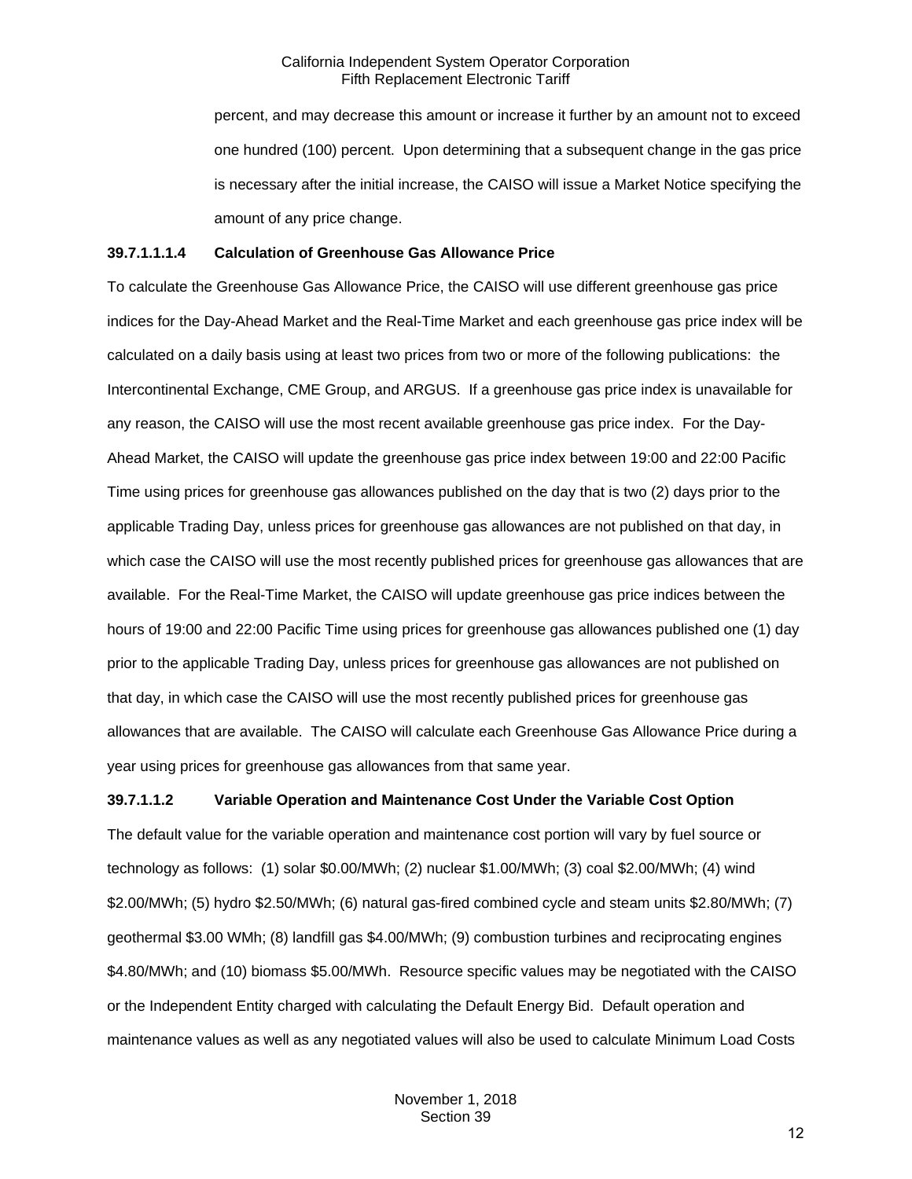percent, and may decrease this amount or increase it further by an amount not to exceed one hundred (100) percent. Upon determining that a subsequent change in the gas price is necessary after the initial increase, the CAISO will issue a Market Notice specifying the amount of any price change.

**39.7.1.1.1.4 Calculation of Greenhouse Gas Allowance Price**

To calculate the Greenhouse Gas Allowance Price, the CAISO will use different greenhouse gas price indices for the Day-Ahead Market and the Real-Time Market and each greenhouse gas price index will be calculated on a daily basis using at least two prices from two or more of the following publications: the Intercontinental Exchange, CME Group, and ARGUS. If a greenhouse gas price index is unavailable for any reason, the CAISO will use the most recent available greenhouse gas price index. For the Day-Ahead Market, the CAISO will update the greenhouse gas price index between 19:00 and 22:00 Pacific Time using prices for greenhouse gas allowances published on the day that is two (2) days prior to the applicable Trading Day, unless prices for greenhouse gas allowances are not published on that day, in which case the CAISO will use the most recently published prices for greenhouse gas allowances that are available. For the Real-Time Market, the CAISO will update greenhouse gas price indices between the hours of 19:00 and 22:00 Pacific Time using prices for greenhouse gas allowances published one (1) day prior to the applicable Trading Day, unless prices for greenhouse gas allowances are not published on that day, in which case the CAISO will use the most recently published prices for greenhouse gas allowances that are available. The CAISO will calculate each Greenhouse Gas Allowance Price during a year using prices for greenhouse gas allowances from that same year.

**39.7.1.1.2 Variable Operation and Maintenance Cost Under the Variable Cost Option**

The default value for the variable operation and maintenance cost portion will vary by fuel source or technology as follows: (1) solar $0.00/MWh; (2) nuclear $1.00/MWh; (3) coal $2.00/MWh; (4) wind $2.00/MWh; (5) hydro $2.50/MWh; (6) natural gas-fired combined cycle and steam units $2.80/MWh; (7) geothermal $3.00 WMh; (8) landfill gas $4.00/MWh; (9) combustion turbines and reciprocating engines $4.80/MWh; and (10) biomass $5.00/MWh. Resource specific values may be negotiated with the CAISO or the Independent Entity charged with calculating the Default Energy Bid. Default operation and maintenance values as well as any negotiated values will also be used to calculate Minimum Load Costs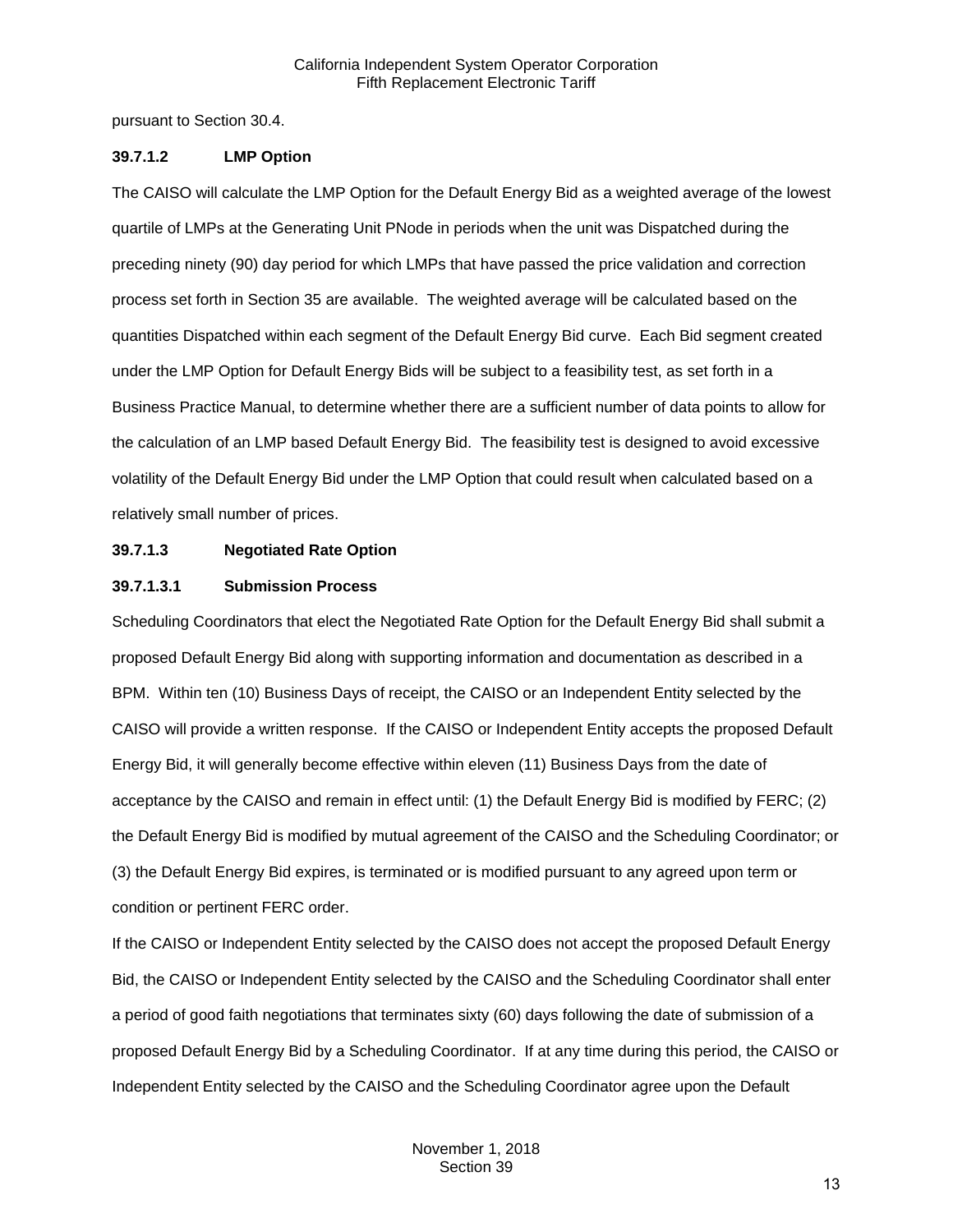pursuant to Section 30.4.

**39.7.1.2 LMP Option**

The CAISO will calculate the LMP Option for the Default Energy Bid as a weighted average of the lowest quartile of LMPs at the Generating Unit PNode in periods when the unit was Dispatched during the preceding ninety (90) day period for which LMPs that have passed the price validation and correction process set forth in Section 35 are available. The weighted average will be calculated based on the quantities Dispatched within each segment of the Default Energy Bid curve. Each Bid segment created under the LMP Option for Default Energy Bids will be subject to a feasibility test, as set forth in a Business Practice Manual, to determine whether there are a sufficient number of data points to allow for the calculation of an LMP based Default Energy Bid. The feasibility test is designed to avoid excessive volatility of the Default Energy Bid under the LMP Option that could result when calculated based on a relatively small number of prices.

**39.7.1.3 Negotiated Rate Option**

**39.7.1.3.1 Submission Process**

Scheduling Coordinators that elect the Negotiated Rate Option for the Default Energy Bid shall submit a proposed Default Energy Bid along with supporting information and documentation as described in a BPM. Within ten (10) Business Days of receipt, the CAISO or an Independent Entity selected by the CAISO will provide a written response. If the CAISO or Independent Entity accepts the proposed Default Energy Bid, it will generally become effective within eleven (11) Business Days from the date of acceptance by the CAISO and remain in effect until: (1) the Default Energy Bid is modified by FERC; (2) the Default Energy Bid is modified by mutual agreement of the CAISO and the Scheduling Coordinator; or (3) the Default Energy Bid expires, is terminated or is modified pursuant to any agreed upon term or condition or pertinent FERC order.

If the CAISO or Independent Entity selected by the CAISO does not accept the proposed Default Energy Bid, the CAISO or Independent Entity selected by the CAISO and the Scheduling Coordinator shall enter a period of good faith negotiations that terminates sixty (60) days following the date of submission of a proposed Default Energy Bid by a Scheduling Coordinator. If at any time during this period, the CAISO or Independent Entity selected by the CAISO and the Scheduling Coordinator agree upon the Default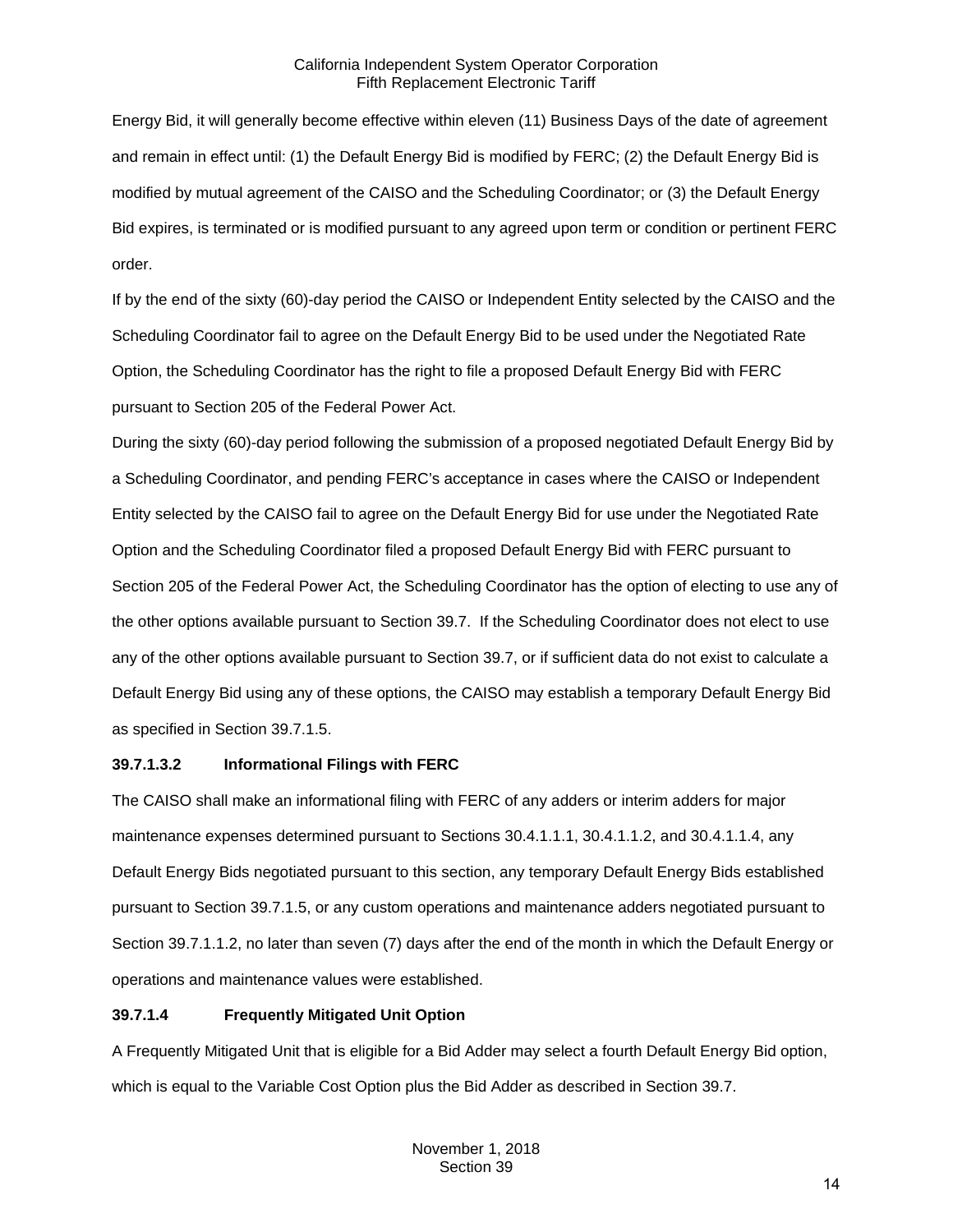Energy Bid, it will generally become effective within eleven (11) Business Days of the date of agreement and remain in effect until: (1) the Default Energy Bid is modified by FERC; (2) the Default Energy Bid is modified by mutual agreement of the CAISO and the Scheduling Coordinator; or (3) the Default Energy Bid expires, is terminated or is modified pursuant to any agreed upon term or condition or pertinent FERC order.

If by the end of the sixty (60)-day period the CAISO or Independent Entity selected by the CAISO and the Scheduling Coordinator fail to agree on the Default Energy Bid to be used under the Negotiated Rate Option, the Scheduling Coordinator has the right to file a proposed Default Energy Bid with FERC pursuant to Section 205 of the Federal Power Act.

During the sixty (60)-day period following the submission of a proposed negotiated Default Energy Bid by a Scheduling Coordinator, and pending FERC's acceptance in cases where the CAISO or Independent Entity selected by the CAISO fail to agree on the Default Energy Bid for use under the Negotiated Rate Option and the Scheduling Coordinator filed a proposed Default Energy Bid with FERC pursuant to Section 205 of the Federal Power Act, the Scheduling Coordinator has the option of electing to use any of the other options available pursuant to Section 39.7. If the Scheduling Coordinator does not elect to use any of the other options available pursuant to Section 39.7, or if sufficient data do not exist to calculate a Default Energy Bid using any of these options, the CAISO may establish a temporary Default Energy Bid as specified in Section 39.7.1.5.

**39.7.1.3.2 Informational Filings with FERC**

The CAISO shall make an informational filing with FERC of any adders or interim adders for major maintenance expenses determined pursuant to Sections 30.4.1.1.1, 30.4.1.1.2, and 30.4.1.1.4, any Default Energy Bids negotiated pursuant to this section, any temporary Default Energy Bids established pursuant to Section 39.7.1.5, or any custom operations and maintenance adders negotiated pursuant to Section 39.7.1.1.2, no later than seven (7) days after the end of the month in which the Default Energy or operations and maintenance values were established.

**39.7.1.4 Frequently Mitigated Unit Option**

A Frequently Mitigated Unit that is eligible for a Bid Adder may select a fourth Default Energy Bid option, which is equal to the Variable Cost Option plus the Bid Adder as described in Section 39.7.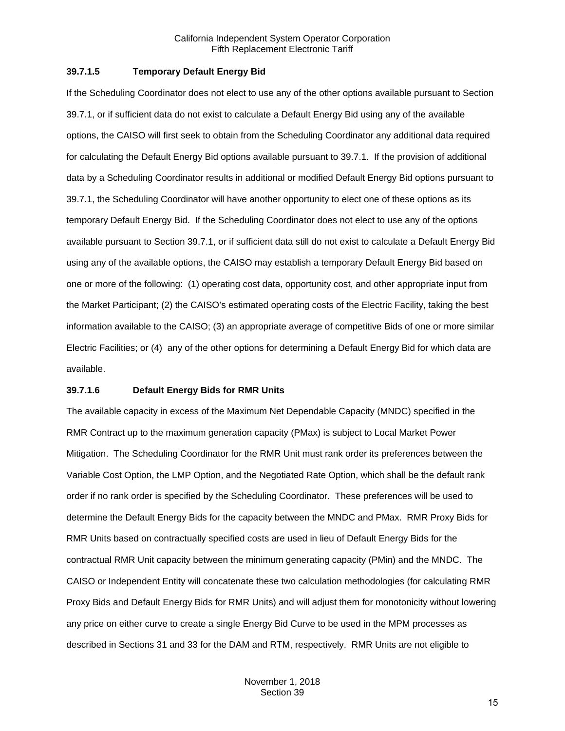### 39.7.1.5 Temporary Default Energy Bid

If the Scheduling Coordinator does not elect to use any of the other options available pursuant to Section 39.7.1, or if sufficient data do not exist to calculate a Default Energy Bid using any of the available options, the CAISO will first seek to obtain from the Scheduling Coordinator any additional data required for calculating the Default Energy Bid options available pursuant to 39.7.1. If the provision of additional data by a Scheduling Coordinator results in additional or modified Default Energy Bid options pursuant to 39.7.1, the Scheduling Coordinator will have another opportunity to elect one of these options as its temporary Default Energy Bid. If the Scheduling Coordinator does not elect to use any of the options available pursuant to Section 39.7.1, or if sufficient data still do not exist to calculate a Default Energy Bid using any of the available options, the CAISO may establish a temporary Default Energy Bid based on one or more of the following: (1) operating cost data, opportunity cost, and other appropriate input from the Market Participant; (2) the CAISO's estimated operating costs of the Electric Facility, taking the best information available to the CAISO; (3) an appropriate average of competitive Bids of one or more similar Electric Facilities; or (4) any of the other options for determining a Default Energy Bid for which data are available.

### 39.7.1.6 Default Energy Bids for RMR Units

The available capacity in excess of the Maximum Net Dependable Capacity (MNDC) specified in the RMR Contract up to the maximum generation capacity (PMax) is subject to Local Market Power Mitigation. The Scheduling Coordinator for the RMR Unit must rank order its preferences between the Variable Cost Option, the LMP Option, and the Negotiated Rate Option, which shall be the default rank order if no rank order is specified by the Scheduling Coordinator. These preferences will be used to determine the Default Energy Bids for the capacity between the MNDC and PMax. RMR Proxy Bids for RMR Units based on contractually specified costs are used in lieu of Default Energy Bids for the contractual RMR Unit capacity between the minimum generating capacity (PMin) and the MNDC. The CAISO or Independent Entity will concatenate these two calculation methodologies (for calculating RMR Proxy Bids and Default Energy Bids for RMR Units) and will adjust them for monotonicity without lowering any price on either curve to create a single Energy Bid Curve to be used in the MPM processes as described in Sections 31 and 33 for the DAM and RTM, respectively. RMR Units are not eligible to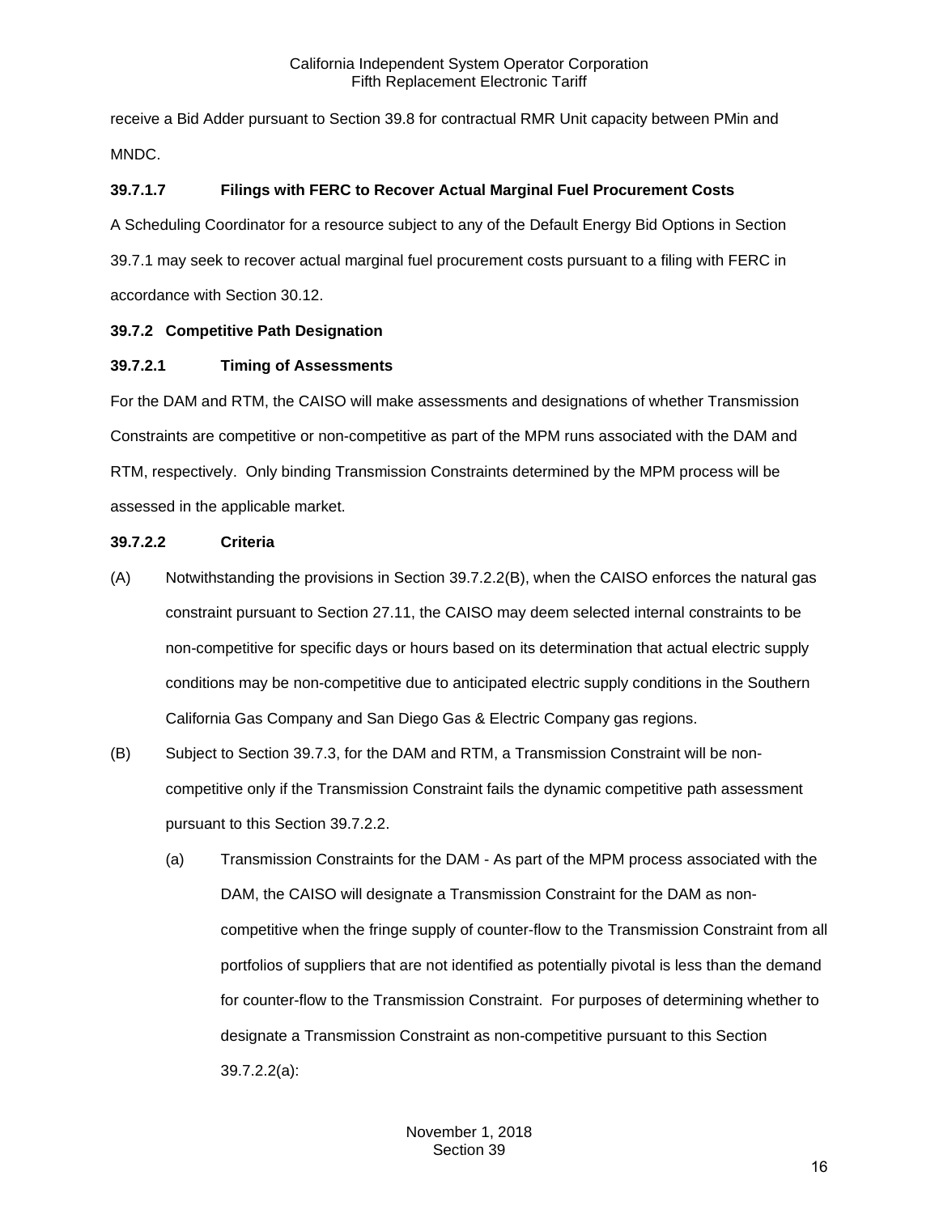receive a Bid Adder pursuant to Section 39.8 for contractual RMR Unit capacity between PMin and MNDC.

**39.7.1.7 Filings with FERC to Recover Actual Marginal Fuel Procurement Costs**

A Scheduling Coordinator for a resource subject to any of the Default Energy Bid Options in Section 39.7.1 may seek to recover actual marginal fuel procurement costs pursuant to a filing with FERC in accordance with Section 30.12.

**39.7.2 Competitive Path Designation**

**39.7.2.1 Timing of Assessments**

For the DAM and RTM, the CAISO will make assessments and designations of whether Transmission Constraints are competitive or non-competitive as part of the MPM runs associated with the DAM and RTM, respectively. Only binding Transmission Constraints determined by the MPM process will be assessed in the applicable market.

**39.7.2.2 Criteria**

(A) Notwithstanding the provisions in Section 39.7.2.2(B), when the CAISO enforces the natural gas constraint pursuant to Section 27.11, the CAISO may deem selected internal constraints to be non-competitive for specific days or hours based on its determination that actual electric supply conditions may be non-competitive due to anticipated electric supply conditions in the Southern California Gas Company and San Diego Gas & Electric Company gas regions.

(B) Subject to Section 39.7.3, for the DAM and RTM, a Transmission Constraint will be non-competitive only if the Transmission Constraint fails the dynamic competitive path assessment pursuant to this Section 39.7.2.2.

(a) Transmission Constraints for the DAM - As part of the MPM process associated with the DAM, the CAISO will designate a Transmission Constraint for the DAM as non-competitive when the fringe supply of counter-flow to the Transmission Constraint from all portfolios of suppliers that are not identified as potentially pivotal is less than the demand for counter-flow to the Transmission Constraint. For purposes of determining whether to designate a Transmission Constraint as non-competitive pursuant to this Section 39.7.2.2(a):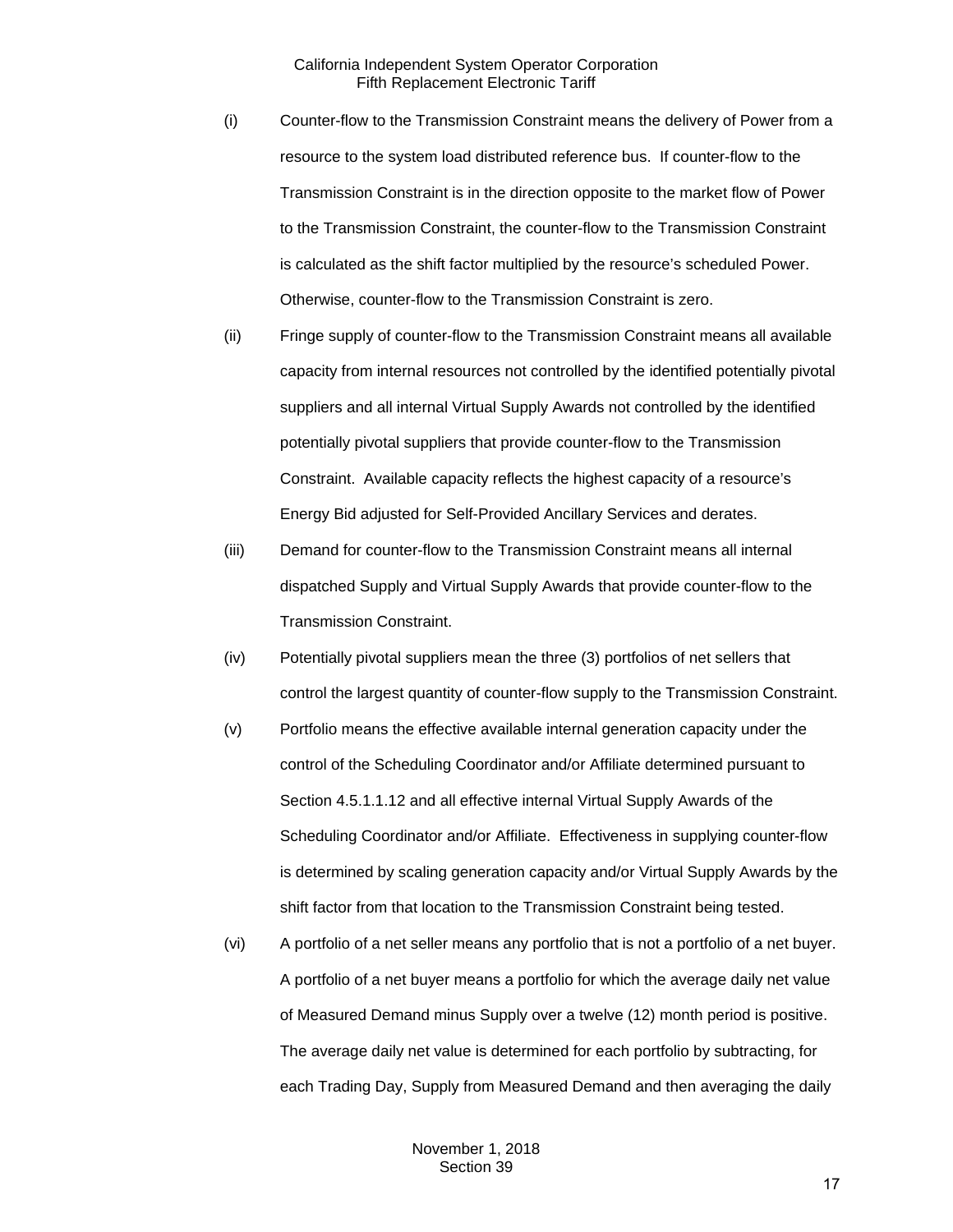(i) Counter-flow to the Transmission Constraint means the delivery of Power from a resource to the system load distributed reference bus. If counter-flow to the Transmission Constraint is in the direction opposite to the market flow of Power to the Transmission Constraint, the counter-flow to the Transmission Constraint is calculated as the shift factor multiplied by the resource's scheduled Power. Otherwise, counter-flow to the Transmission Constraint is zero.

(ii) Fringe supply of counter-flow to the Transmission Constraint means all available capacity from internal resources not controlled by the identified potentially pivotal suppliers and all internal Virtual Supply Awards not controlled by the identified potentially pivotal suppliers that provide counter-flow to the Transmission Constraint. Available capacity reflects the highest capacity of a resource's Energy Bid adjusted for Self-Provided Ancillary Services and derates.

(iii) Demand for counter-flow to the Transmission Constraint means all internal dispatched Supply and Virtual Supply Awards that provide counter-flow to the Transmission Constraint.

(iv) Potentially pivotal suppliers mean the three (3) portfolios of net sellers that control the largest quantity of counter-flow supply to the Transmission Constraint.

(v) Portfolio means the effective available internal generation capacity under the control of the Scheduling Coordinator and/or Affiliate determined pursuant to Section 4.5.1.1.12 and all effective internal Virtual Supply Awards of the Scheduling Coordinator and/or Affiliate. Effectiveness in supplying counter-flow is determined by scaling generation capacity and/or Virtual Supply Awards by the shift factor from that location to the Transmission Constraint being tested.

(vi) A portfolio of a net seller means any portfolio that is not a portfolio of a net buyer. A portfolio of a net buyer means a portfolio for which the average daily net value of Measured Demand minus Supply over a twelve (12) month period is positive. The average daily net value is determined for each portfolio by subtracting, for each Trading Day, Supply from Measured Demand and then averaging the daily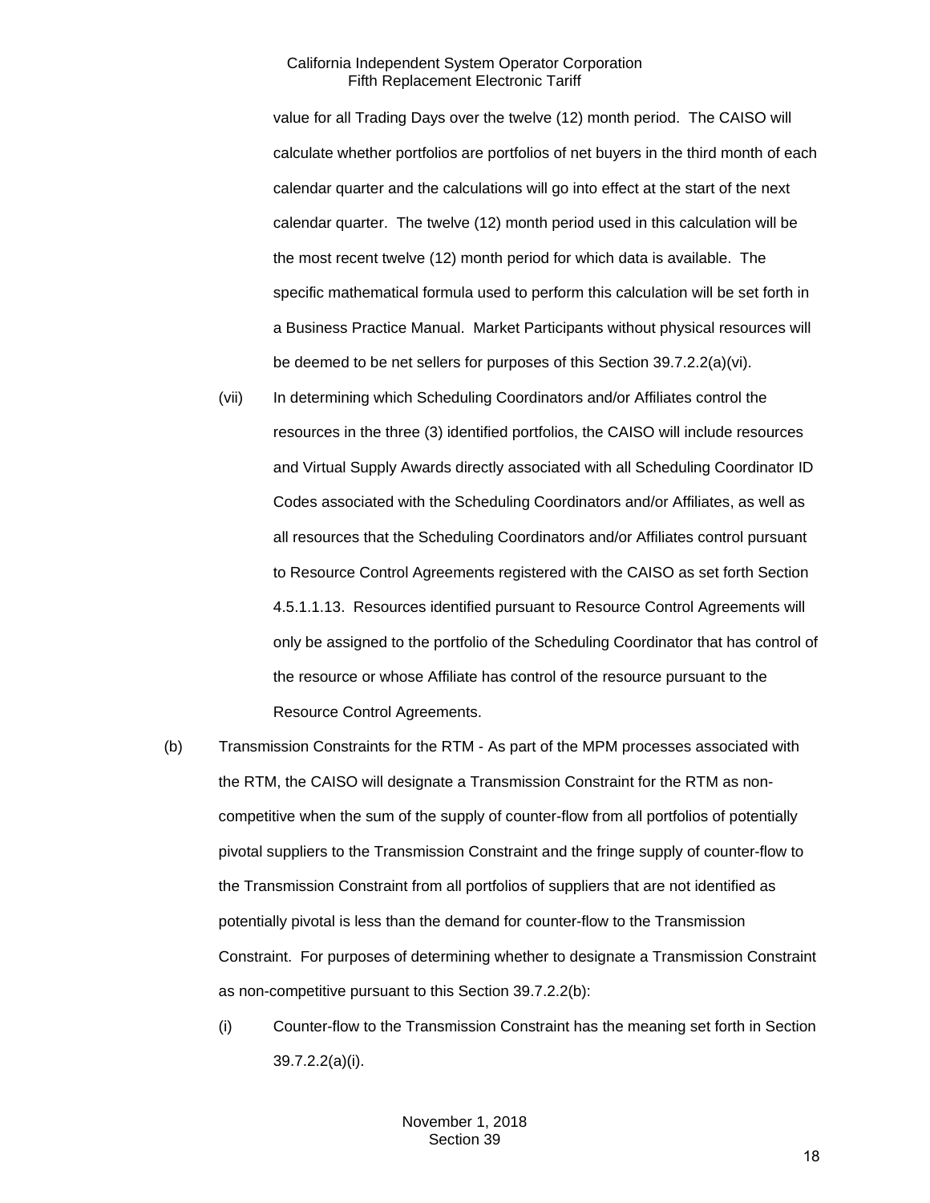value for all Trading Days over the twelve (12) month period. The CAISO will calculate whether portfolios are portfolios of net buyers in the third month of each calendar quarter and the calculations will go into effect at the start of the next calendar quarter. The twelve (12) month period used in this calculation will be the most recent twelve (12) month period for which data is available. The specific mathematical formula used to perform this calculation will be set forth in a Business Practice Manual. Market Participants without physical resources will be deemed to be net sellers for purposes of this Section 39.7.2.2(a)(vi).

(vii) In determining which Scheduling Coordinators and/or Affiliates control the resources in the three (3) identified portfolios, the CAISO will include resources and Virtual Supply Awards directly associated with all Scheduling Coordinator ID Codes associated with the Scheduling Coordinators and/or Affiliates, as well as all resources that the Scheduling Coordinators and/or Affiliates control pursuant to Resource Control Agreements registered with the CAISO as set forth Section 4.5.1.1.13. Resources identified pursuant to Resource Control Agreements will only be assigned to the portfolio of the Scheduling Coordinator that has control of the resource or whose Affiliate has control of the resource pursuant to the Resource Control Agreements.

(b) Transmission Constraints for the RTM - As part of the MPM processes associated with the RTM, the CAISO will designate a Transmission Constraint for the RTM as non-competitive when the sum of the supply of counter-flow from all portfolios of potentially pivotal suppliers to the Transmission Constraint and the fringe supply of counter-flow to the Transmission Constraint from all portfolios of suppliers that are not identified as potentially pivotal is less than the demand for counter-flow to the Transmission Constraint. For purposes of determining whether to designate a Transmission Constraint as non-competitive pursuant to this Section 39.7.2.2(b):

(i) Counter-flow to the Transmission Constraint has the meaning set forth in Section 39.7.2.2(a)(i).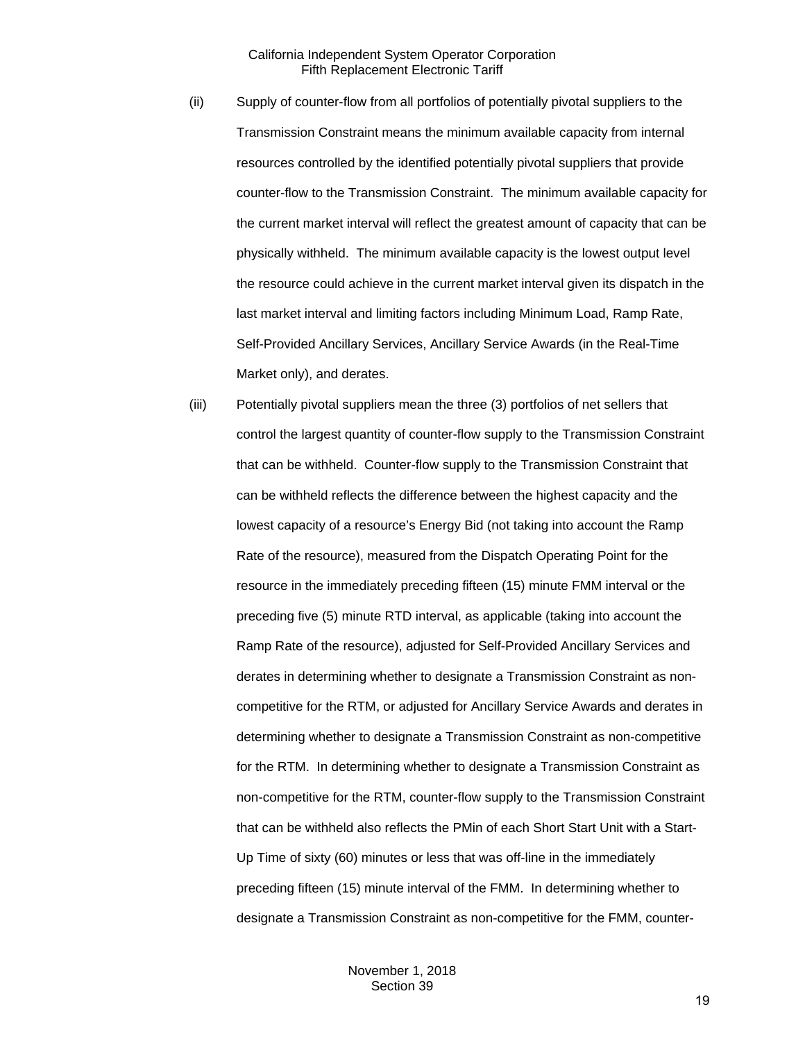(ii) Supply of counter-flow from all portfolios of potentially pivotal suppliers to the Transmission Constraint means the minimum available capacity from internal resources controlled by the identified potentially pivotal suppliers that provide counter-flow to the Transmission Constraint. The minimum available capacity for the current market interval will reflect the greatest amount of capacity that can be physically withheld. The minimum available capacity is the lowest output level the resource could achieve in the current market interval given its dispatch in the last market interval and limiting factors including Minimum Load, Ramp Rate, Self-Provided Ancillary Services, Ancillary Service Awards (in the Real-Time Market only), and derates.

(iii) Potentially pivotal suppliers mean the three (3) portfolios of net sellers that control the largest quantity of counter-flow supply to the Transmission Constraint that can be withheld. Counter-flow supply to the Transmission Constraint that can be withheld reflects the difference between the highest capacity and the lowest capacity of a resource's Energy Bid (not taking into account the Ramp Rate of the resource), measured from the Dispatch Operating Point for the resource in the immediately preceding fifteen (15) minute FMM interval or the preceding five (5) minute RTD interval, as applicable (taking into account the Ramp Rate of the resource), adjusted for Self-Provided Ancillary Services and derates in determining whether to designate a Transmission Constraint as non-competitive for the RTM, or adjusted for Ancillary Service Awards and derates in determining whether to designate a Transmission Constraint as non-competitive for the RTM. In determining whether to designate a Transmission Constraint as non-competitive for the RTM, counter-flow supply to the Transmission Constraint that can be withheld also reflects the PMin of each Short Start Unit with a Start-Up Time of sixty (60) minutes or less that was off-line in the immediately preceding fifteen (15) minute interval of the FMM. In determining whether to designate a Transmission Constraint as non-competitive for the FMM, counter-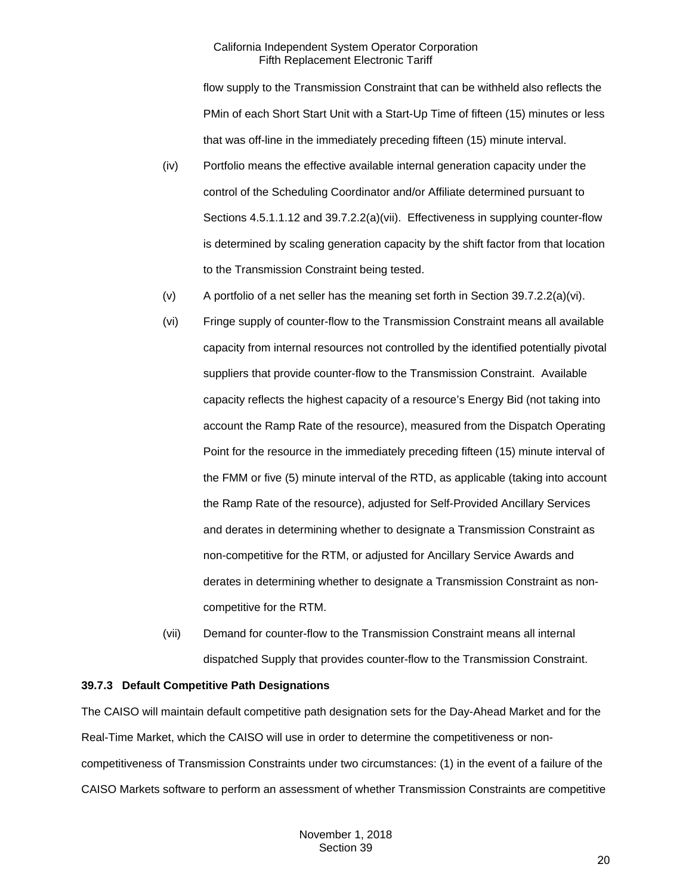flow supply to the Transmission Constraint that can be withheld also reflects the PMin of each Short Start Unit with a Start-Up Time of fifteen (15) minutes or less that was off-line in the immediately preceding fifteen (15) minute interval.

(iv) Portfolio means the effective available internal generation capacity under the control of the Scheduling Coordinator and/or Affiliate determined pursuant to Sections 4.5.1.1.12 and 39.7.2.2(a)(vii). Effectiveness in supplying counter-flow is determined by scaling generation capacity by the shift factor from that location to the Transmission Constraint being tested.

(v) A portfolio of a net seller has the meaning set forth in Section 39.7.2.2(a)(vi).

(vi) Fringe supply of counter-flow to the Transmission Constraint means all available capacity from internal resources not controlled by the identified potentially pivotal suppliers that provide counter-flow to the Transmission Constraint. Available capacity reflects the highest capacity of a resource's Energy Bid (not taking into account the Ramp Rate of the resource), measured from the Dispatch Operating Point for the resource in the immediately preceding fifteen (15) minute interval of the FMM or five (5) minute interval of the RTD, as applicable (taking into account the Ramp Rate of the resource), adjusted for Self-Provided Ancillary Services and derates in determining whether to designate a Transmission Constraint as non-competitive for the RTM, or adjusted for Ancillary Service Awards and derates in determining whether to designate a Transmission Constraint as non-competitive for the RTM.

(vii) Demand for counter-flow to the Transmission Constraint means all internal dispatched Supply that provides counter-flow to the Transmission Constraint.

**39.7.3 Default Competitive Path Designations**

The CAISO will maintain default competitive path designation sets for the Day-Ahead Market and for the Real-Time Market, which the CAISO will use in order to determine the competitiveness or non-competitiveness of Transmission Constraints under two circumstances: (1) in the event of a failure of the CAISO Markets software to perform an assessment of whether Transmission Constraints are competitive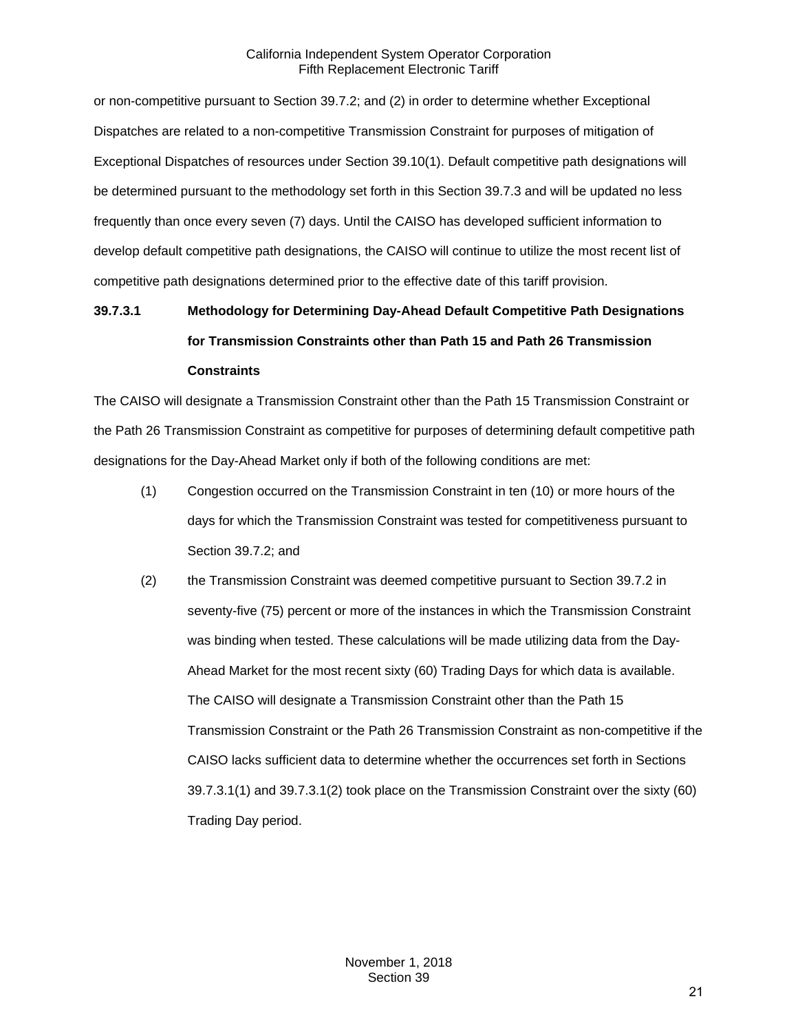or non-competitive pursuant to Section 39.7.2; and (2) in order to determine whether Exceptional Dispatches are related to a non-competitive Transmission Constraint for purposes of mitigation of Exceptional Dispatches of resources under Section 39.10(1). Default competitive path designations will be determined pursuant to the methodology set forth in this Section 39.7.3 and will be updated no less frequently than once every seven (7) days. Until the CAISO has developed sufficient information to develop default competitive path designations, the CAISO will continue to utilize the most recent list of competitive path designations determined prior to the effective date of this tariff provision.

**39.7.3.1 Methodology for Determining Day-Ahead Default Competitive Path Designations for Transmission Constraints other than Path 15 and Path 26 Transmission Constraints**

The CAISO will designate a Transmission Constraint other than the Path 15 Transmission Constraint or the Path 26 Transmission Constraint as competitive for purposes of determining default competitive path designations for the Day-Ahead Market only if both of the following conditions are met:

(1) Congestion occurred on the Transmission Constraint in ten (10) or more hours of the days for which the Transmission Constraint was tested for competitiveness pursuant to Section 39.7.2; and

(2) the Transmission Constraint was deemed competitive pursuant to Section 39.7.2 in seventy-five (75) percent or more of the instances in which the Transmission Constraint was binding when tested. These calculations will be made utilizing data from the Day-Ahead Market for the most recent sixty (60) Trading Days for which data is available. The CAISO will designate a Transmission Constraint other than the Path 15 Transmission Constraint or the Path 26 Transmission Constraint as non-competitive if the CAISO lacks sufficient data to determine whether the occurrences set forth in Sections 39.7.3.1(1) and 39.7.3.1(2) took place on the Transmission Constraint over the sixty (60) Trading Day period.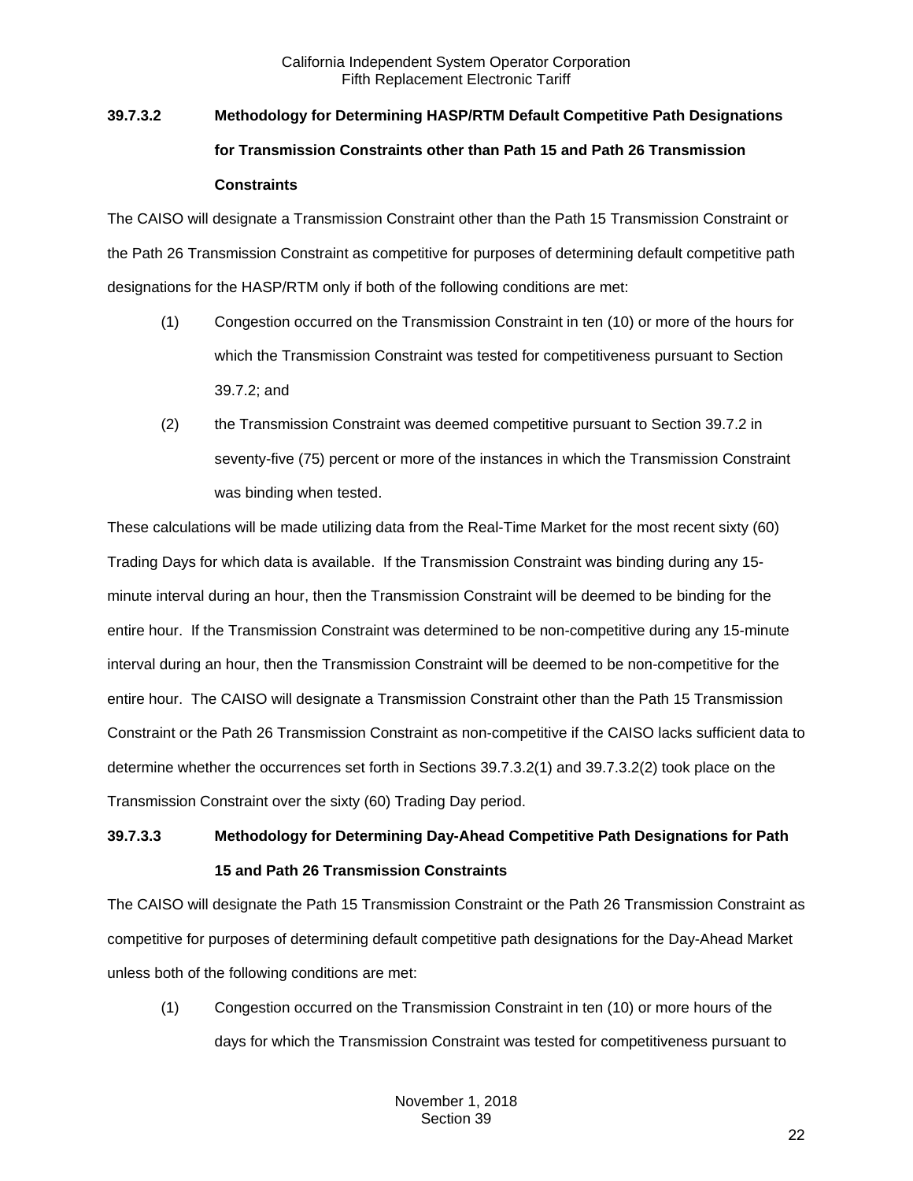### 39.7.3.2 Methodology for Determining HASP/RTM Default Competitive Path Designations for Transmission Constraints other than Path 15 and Path 26 Transmission Constraints

The CAISO will designate a Transmission Constraint other than the Path 15 Transmission Constraint or the Path 26 Transmission Constraint as competitive for purposes of determining default competitive path designations for the HASP/RTM only if both of the following conditions are met:

(1) Congestion occurred on the Transmission Constraint in ten (10) or more of the hours for which the Transmission Constraint was tested for competitiveness pursuant to Section 39.7.2; and

(2) the Transmission Constraint was deemed competitive pursuant to Section 39.7.2 in seventy-five (75) percent or more of the instances in which the Transmission Constraint was binding when tested.

These calculations will be made utilizing data from the Real-Time Market for the most recent sixty (60) Trading Days for which data is available. If the Transmission Constraint was binding during any 15-minute interval during an hour, then the Transmission Constraint will be deemed to be binding for the entire hour. If the Transmission Constraint was determined to be non-competitive during any 15-minute interval during an hour, then the Transmission Constraint will be deemed to be non-competitive for the entire hour. The CAISO will designate a Transmission Constraint other than the Path 15 Transmission Constraint or the Path 26 Transmission Constraint as non-competitive if the CAISO lacks sufficient data to determine whether the occurrences set forth in Sections 39.7.3.2(1) and 39.7.3.2(2) took place on the Transmission Constraint over the sixty (60) Trading Day period.

### 39.7.3.3 Methodology for Determining Day-Ahead Competitive Path Designations for Path 15 and Path 26 Transmission Constraints

The CAISO will designate the Path 15 Transmission Constraint or the Path 26 Transmission Constraint as competitive for purposes of determining default competitive path designations for the Day-Ahead Market unless both of the following conditions are met:

(1) Congestion occurred on the Transmission Constraint in ten (10) or more hours of the days for which the Transmission Constraint was tested for competitiveness pursuant to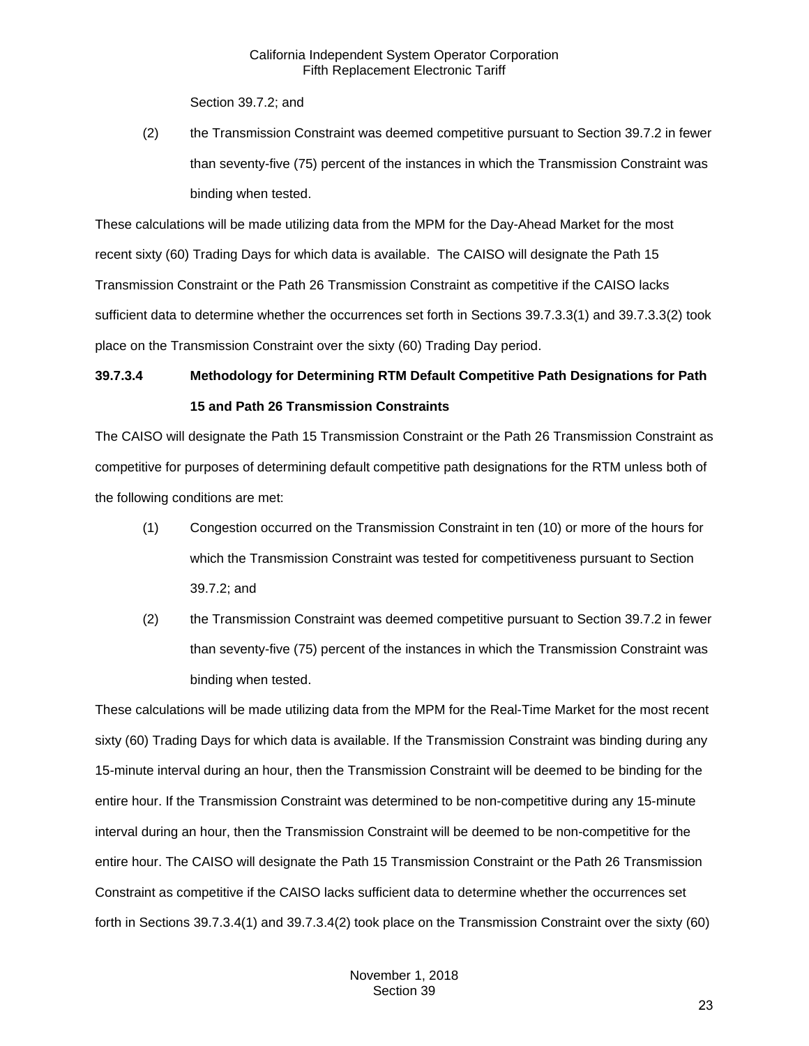Section 39.7.2; and

(2) the Transmission Constraint was deemed competitive pursuant to Section 39.7.2 in fewer than seventy-five (75) percent of the instances in which the Transmission Constraint was binding when tested.

These calculations will be made utilizing data from the MPM for the Day-Ahead Market for the most recent sixty (60) Trading Days for which data is available. The CAISO will designate the Path 15 Transmission Constraint or the Path 26 Transmission Constraint as competitive if the CAISO lacks sufficient data to determine whether the occurrences set forth in Sections 39.7.3.3(1) and 39.7.3.3(2) took place on the Transmission Constraint over the sixty (60) Trading Day period.

**39.7.3.4 Methodology for Determining RTM Default Competitive Path Designations for Path 15 and Path 26 Transmission Constraints**

The CAISO will designate the Path 15 Transmission Constraint or the Path 26 Transmission Constraint as competitive for purposes of determining default competitive path designations for the RTM unless both of the following conditions are met:

(1) Congestion occurred on the Transmission Constraint in ten (10) or more of the hours for which the Transmission Constraint was tested for competitiveness pursuant to Section 39.7.2; and

(2) the Transmission Constraint was deemed competitive pursuant to Section 39.7.2 in fewer than seventy-five (75) percent of the instances in which the Transmission Constraint was binding when tested.

These calculations will be made utilizing data from the MPM for the Real-Time Market for the most recent sixty (60) Trading Days for which data is available. If the Transmission Constraint was binding during any 15-minute interval during an hour, then the Transmission Constraint will be deemed to be binding for the entire hour. If the Transmission Constraint was determined to be non-competitive during any 15-minute interval during an hour, then the Transmission Constraint will be deemed to be non-competitive for the entire hour. The CAISO will designate the Path 15 Transmission Constraint or the Path 26 Transmission Constraint as competitive if the CAISO lacks sufficient data to determine whether the occurrences set forth in Sections 39.7.3.4(1) and 39.7.3.4(2) took place on the Transmission Constraint over the sixty (60)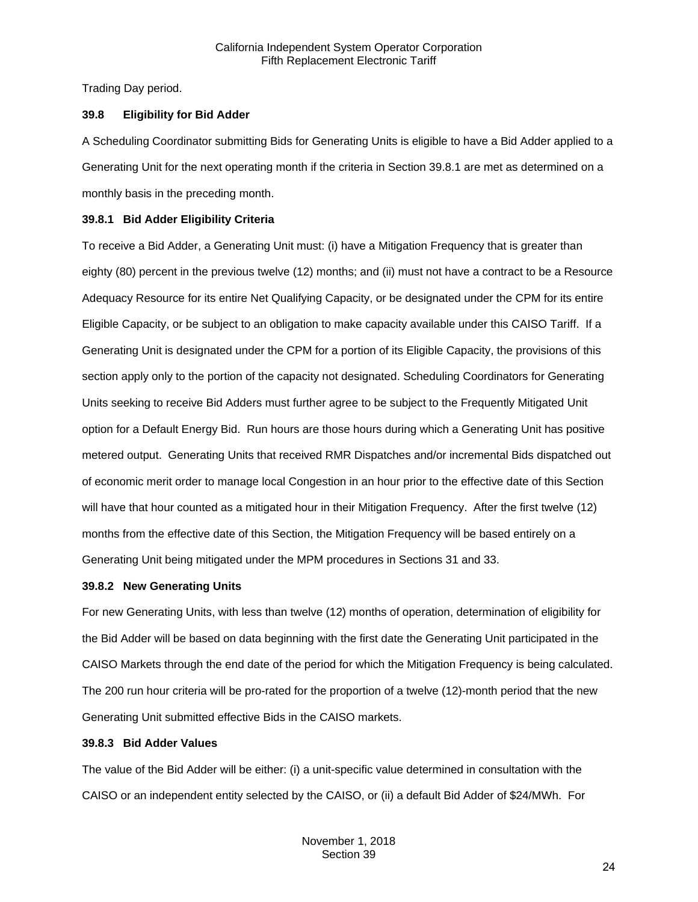Trading Day period.

### 39.8 Eligibility for Bid Adder

A Scheduling Coordinator submitting Bids for Generating Units is eligible to have a Bid Adder applied to a Generating Unit for the next operating month if the criteria in Section 39.8.1 are met as determined on a monthly basis in the preceding month.

#### 39.8.1 Bid Adder Eligibility Criteria

To receive a Bid Adder, a Generating Unit must: (i) have a Mitigation Frequency that is greater than eighty (80) percent in the previous twelve (12) months; and (ii) must not have a contract to be a Resource Adequacy Resource for its entire Net Qualifying Capacity, or be designated under the CPM for its entire Eligible Capacity, or be subject to an obligation to make capacity available under this CAISO Tariff. If a Generating Unit is designated under the CPM for a portion of its Eligible Capacity, the provisions of this section apply only to the portion of the capacity not designated. Scheduling Coordinators for Generating Units seeking to receive Bid Adders must further agree to be subject to the Frequently Mitigated Unit option for a Default Energy Bid. Run hours are those hours during which a Generating Unit has positive metered output. Generating Units that received RMR Dispatches and/or incremental Bids dispatched out of economic merit order to manage local Congestion in an hour prior to the effective date of this Section will have that hour counted as a mitigated hour in their Mitigation Frequency. After the first twelve (12) months from the effective date of this Section, the Mitigation Frequency will be based entirely on a Generating Unit being mitigated under the MPM procedures in Sections 31 and 33.

#### 39.8.2 New Generating Units

For new Generating Units, with less than twelve (12) months of operation, determination of eligibility for the Bid Adder will be based on data beginning with the first date the Generating Unit participated in the CAISO Markets through the end date of the period for which the Mitigation Frequency is being calculated. The 200 run hour criteria will be pro-rated for the proportion of a twelve (12)-month period that the new Generating Unit submitted effective Bids in the CAISO markets.

#### 39.8.3 Bid Adder Values

The value of the Bid Adder will be either: (i) a unit-specific value determined in consultation with the CAISO or an independent entity selected by the CAISO, or (ii) a default Bid Adder of \$24/MWh. For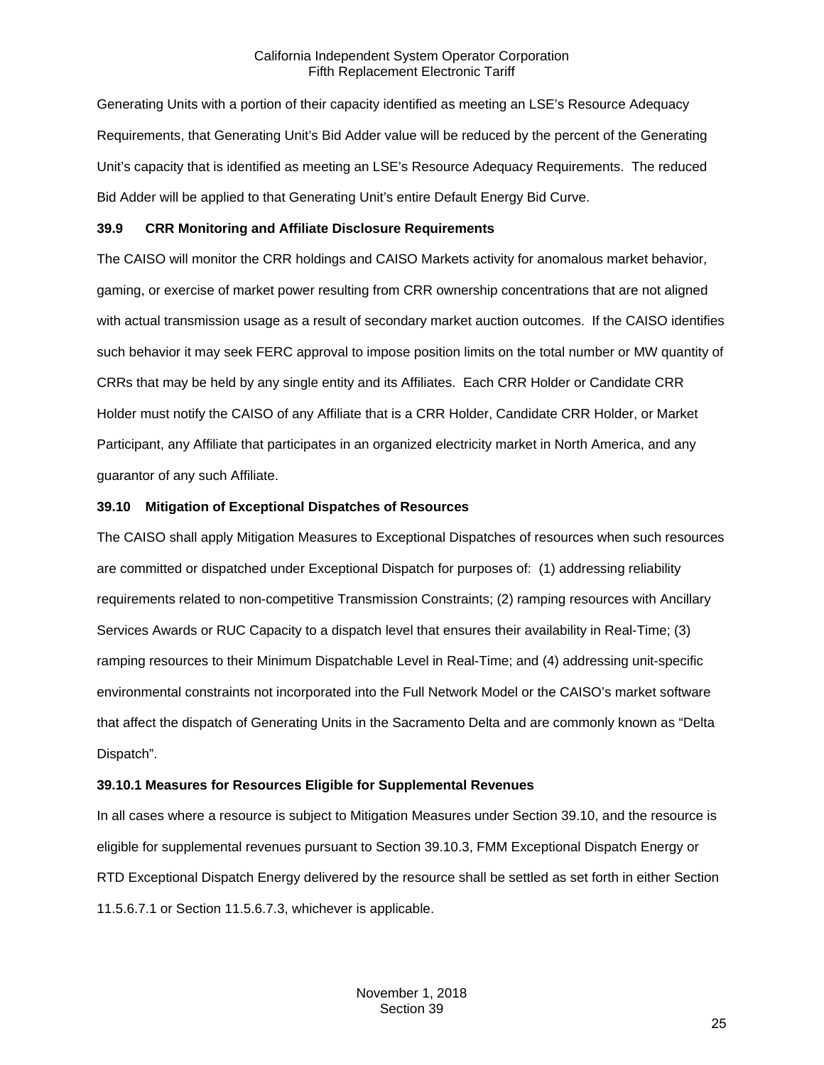Generating Units with a portion of their capacity identified as meeting an LSE's Resource Adequacy Requirements, that Generating Unit's Bid Adder value will be reduced by the percent of the Generating Unit's capacity that is identified as meeting an LSE's Resource Adequacy Requirements. The reduced Bid Adder will be applied to that Generating Unit's entire Default Energy Bid Curve.

### 39.9 CRR Monitoring and Affiliate Disclosure Requirements

The CAISO will monitor the CRR holdings and CAISO Markets activity for anomalous market behavior, gaming, or exercise of market power resulting from CRR ownership concentrations that are not aligned with actual transmission usage as a result of secondary market auction outcomes. If the CAISO identifies such behavior it may seek FERC approval to impose position limits on the total number or MW quantity of CRRs that may be held by any single entity and its Affiliates. Each CRR Holder or Candidate CRR Holder must notify the CAISO of any Affiliate that is a CRR Holder, Candidate CRR Holder, or Market Participant, any Affiliate that participates in an organized electricity market in North America, and any guarantor of any such Affiliate.

### 39.10 Mitigation of Exceptional Dispatches of Resources

The CAISO shall apply Mitigation Measures to Exceptional Dispatches of resources when such resources are committed or dispatched under Exceptional Dispatch for purposes of: (1) addressing reliability requirements related to non-competitive Transmission Constraints; (2) ramping resources with Ancillary Services Awards or RUC Capacity to a dispatch level that ensures their availability in Real-Time; (3) ramping resources to their Minimum Dispatchable Level in Real-Time; and (4) addressing unit-specific environmental constraints not incorporated into the Full Network Model or the CAISO's market software that affect the dispatch of Generating Units in the Sacramento Delta and are commonly known as "Delta Dispatch".

#### 39.10.1 Measures for Resources Eligible for Supplemental Revenues

In all cases where a resource is subject to Mitigation Measures under Section 39.10, and the resource is eligible for supplemental revenues pursuant to Section 39.10.3, FMM Exceptional Dispatch Energy or RTD Exceptional Dispatch Energy delivered by the resource shall be settled as set forth in either Section 11.5.6.7.1 or Section 11.5.6.7.3, whichever is applicable.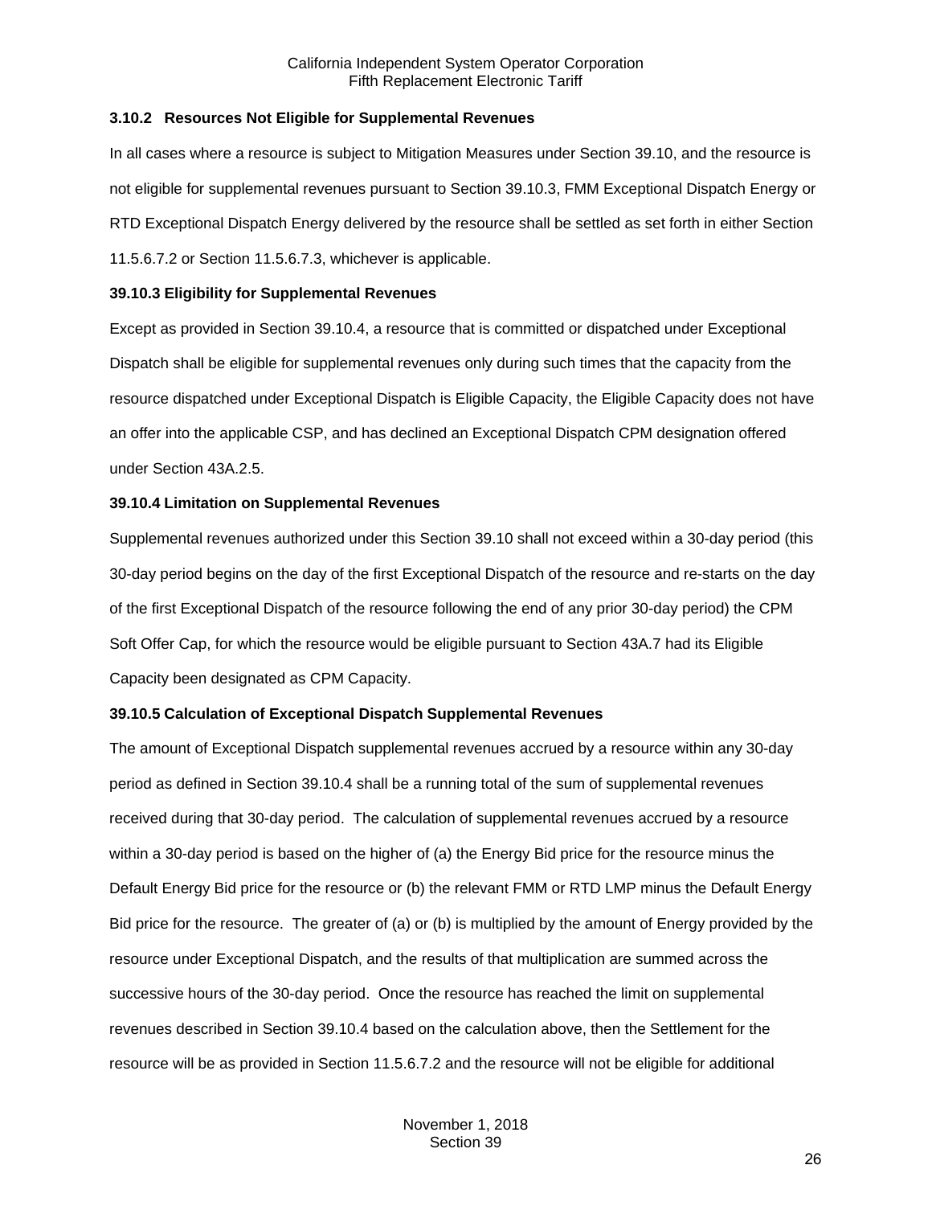### 3.10.2 Resources Not Eligible for Supplemental Revenues

In all cases where a resource is subject to Mitigation Measures under Section 39.10, and the resource is not eligible for supplemental revenues pursuant to Section 39.10.3, FMM Exceptional Dispatch Energy or RTD Exceptional Dispatch Energy delivered by the resource shall be settled as set forth in either Section 11.5.6.7.2 or Section 11.5.6.7.3, whichever is applicable.

### 39.10.3 Eligibility for Supplemental Revenues

Except as provided in Section 39.10.4, a resource that is committed or dispatched under Exceptional Dispatch shall be eligible for supplemental revenues only during such times that the capacity from the resource dispatched under Exceptional Dispatch is Eligible Capacity, the Eligible Capacity does not have an offer into the applicable CSP, and has declined an Exceptional Dispatch CPM designation offered under Section 43A.2.5.

### 39.10.4 Limitation on Supplemental Revenues

Supplemental revenues authorized under this Section 39.10 shall not exceed within a 30-day period (this 30-day period begins on the day of the first Exceptional Dispatch of the resource and re-starts on the day of the first Exceptional Dispatch of the resource following the end of any prior 30-day period) the CPM Soft Offer Cap, for which the resource would be eligible pursuant to Section 43A.7 had its Eligible Capacity been designated as CPM Capacity.

### 39.10.5 Calculation of Exceptional Dispatch Supplemental Revenues

The amount of Exceptional Dispatch supplemental revenues accrued by a resource within any 30-day period as defined in Section 39.10.4 shall be a running total of the sum of supplemental revenues received during that 30-day period. The calculation of supplemental revenues accrued by a resource within a 30-day period is based on the higher of (a) the Energy Bid price for the resource minus the Default Energy Bid price for the resource or (b) the relevant FMM or RTD LMP minus the Default Energy Bid price for the resource. The greater of (a) or (b) is multiplied by the amount of Energy provided by the resource under Exceptional Dispatch, and the results of that multiplication are summed across the successive hours of the 30-day period. Once the resource has reached the limit on supplemental revenues described in Section 39.10.4 based on the calculation above, then the Settlement for the resource will be as provided in Section 11.5.6.7.2 and the resource will not be eligible for additional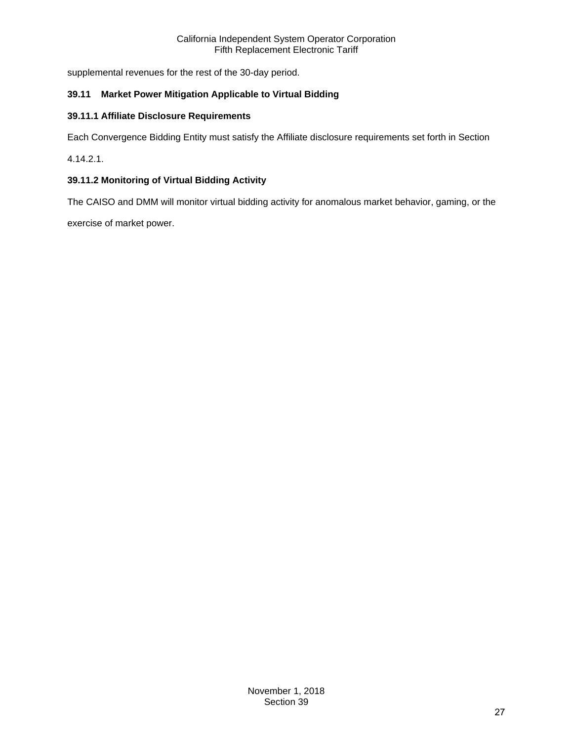supplemental revenues for the rest of the 30-day period.

### 39.11 Market Power Mitigation Applicable to Virtual Bidding

#### 39.11.1 Affiliate Disclosure Requirements

Each Convergence Bidding Entity must satisfy the Affiliate disclosure requirements set forth in Section 4.14.2.1.

#### 39.11.2 Monitoring of Virtual Bidding Activity

The CAISO and DMM will monitor virtual bidding activity for anomalous market behavior, gaming, or the exercise of market power.